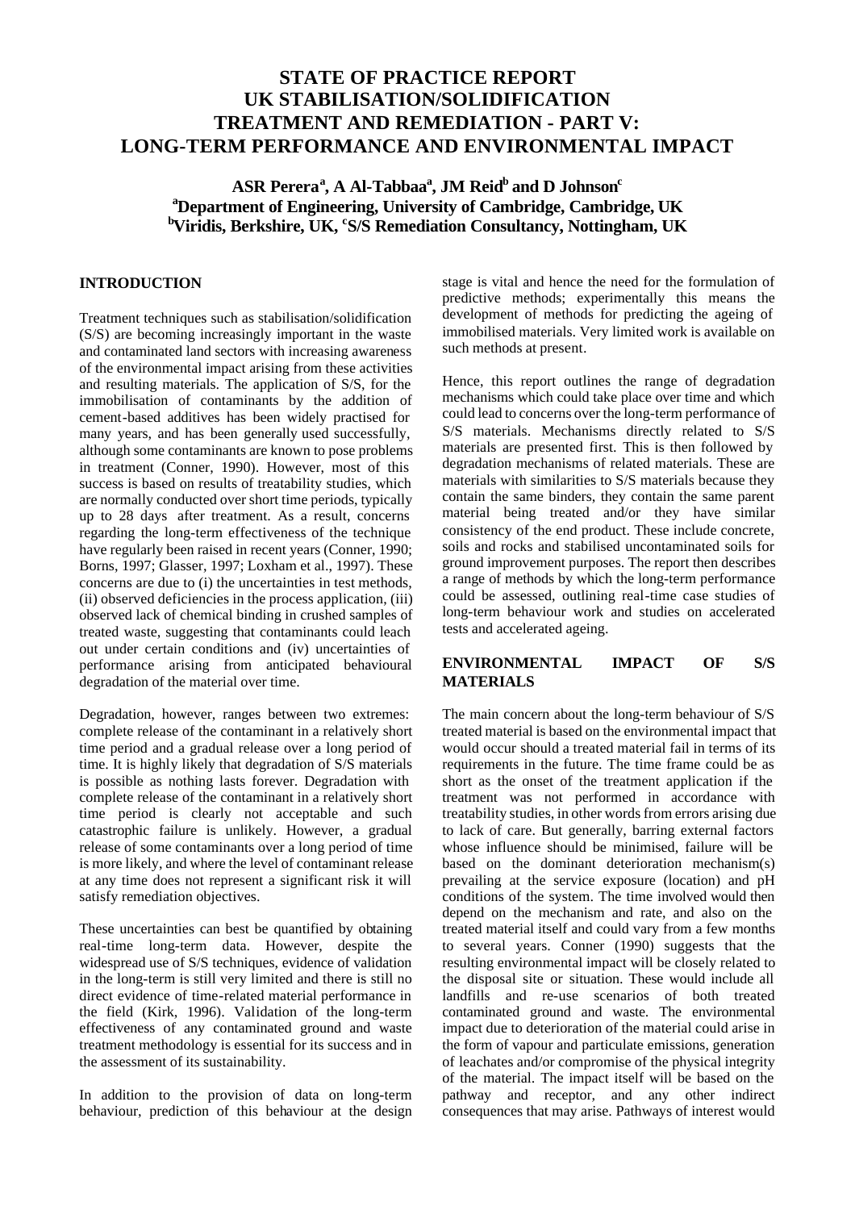# STATE OF PRACTICE REPORT UK STABILISATION/SOLIDIFICATION TREATMENT AND REMEDIATION - PART V: LONG-TERM PERFORMANCE AND ENVIRONMENTAL IMPACT

**ASR Perera[a], A Al-Tabbaa[a], JM Reid[b] and D Johnson[c]**
**[a]Department of Engineering, University of Cambridge, Cambridge, UK**
**[b]Viridis, Berkshire, UK, [c]S/S Remediation Consultancy, Nottingham, UK**

## INTRODUCTION

Treatment techniques such as stabilisation/solidification (S/S) are becoming increasingly important in the waste and contaminated land sectors with increasing awareness of the environmental impact arising from these activities and resulting materials. The application of S/S, for the immobilisation of contaminants by the addition of cement-based additives has been widely practised for many years, and has been generally used successfully, although some contaminants are known to pose problems in treatment (Conner, 1990). However, most of this success is based on results of treatability studies, which are normally conducted over short time periods, typically up to 28 days after treatment. As a result, concerns regarding the long-term effectiveness of the technique have regularly been raised in recent years (Conner, 1990; Borns, 1997; Glasser, 1997; Loxham et al., 1997). These concerns are due to (i) the uncertainties in test methods, (ii) observed deficiencies in the process application, (iii) observed lack of chemical binding in crushed samples of treated waste, suggesting that contaminants could leach out under certain conditions and (iv) uncertainties of performance arising from anticipated behavioural degradation of the material over time.

Degradation, however, ranges between two extremes: complete release of the contaminant in a relatively short time period and a gradual release over a long period of time. It is highly likely that degradation of S/S materials is possible as nothing lasts forever. Degradation with complete release of the contaminant in a relatively short time period is clearly not acceptable and such catastrophic failure is unlikely. However, a gradual release of some contaminants over a long period of time is more likely, and where the level of contaminant release at any time does not represent a significant risk it will satisfy remediation objectives.

These uncertainties can best be quantified by obtaining real-time long-term data. However, despite the widespread use of S/S techniques, evidence of validation in the long-term is still very limited and there is still no direct evidence of time-related material performance in the field (Kirk, 1996). Validation of the long-term effectiveness of any contaminated ground and waste treatment methodology is essential for its success and in the assessment of its sustainability.

In addition to the provision of data on long-term behaviour, prediction of this behaviour at the design stage is vital and hence the need for the formulation of predictive methods; experimentally this means the development of methods for predicting the ageing of immobilised materials. Very limited work is available on such methods at present.

Hence, this report outlines the range of degradation mechanisms which could take place over time and which could lead to concerns over the long-term performance of S/S materials. Mechanisms directly related to S/S materials are presented first. This is then followed by degradation mechanisms of related materials. These are materials with similarities to S/S materials because they contain the same binders, they contain the same parent material being treated and/or they have similar consistency of the end product. These include concrete, soils and rocks and stabilised uncontaminated soils for ground improvement purposes. The report then describes a range of methods by which the long-term performance could be assessed, outlining real-time case studies of long-term behaviour work and studies on accelerated tests and accelerated ageing.

## ENVIRONMENTAL IMPACT OF S/S MATERIALS

The main concern about the long-term behaviour of S/S treated material is based on the environmental impact that would occur should a treated material fail in terms of its requirements in the future. The time frame could be as short as the onset of the treatment application if the treatment was not performed in accordance with treatability studies, in other words from errors arising due to lack of care. But generally, barring external factors whose influence should be minimised, failure will be based on the dominant deterioration mechanism(s) prevailing at the service exposure (location) and pH conditions of the system. The time involved would then depend on the mechanism and rate, and also on the treated material itself and could vary from a few months to several years. Conner (1990) suggests that the resulting environmental impact will be closely related to the disposal site or situation. These would include all landfills and re-use scenarios of both treated contaminated ground and waste. The environmental impact due to deterioration of the material could arise in the form of vapour and particulate emissions, generation of leachates and/or compromise of the physical integrity of the material. The impact itself will be based on the pathway and receptor, and any other indirect consequences that may arise. Pathways of interest would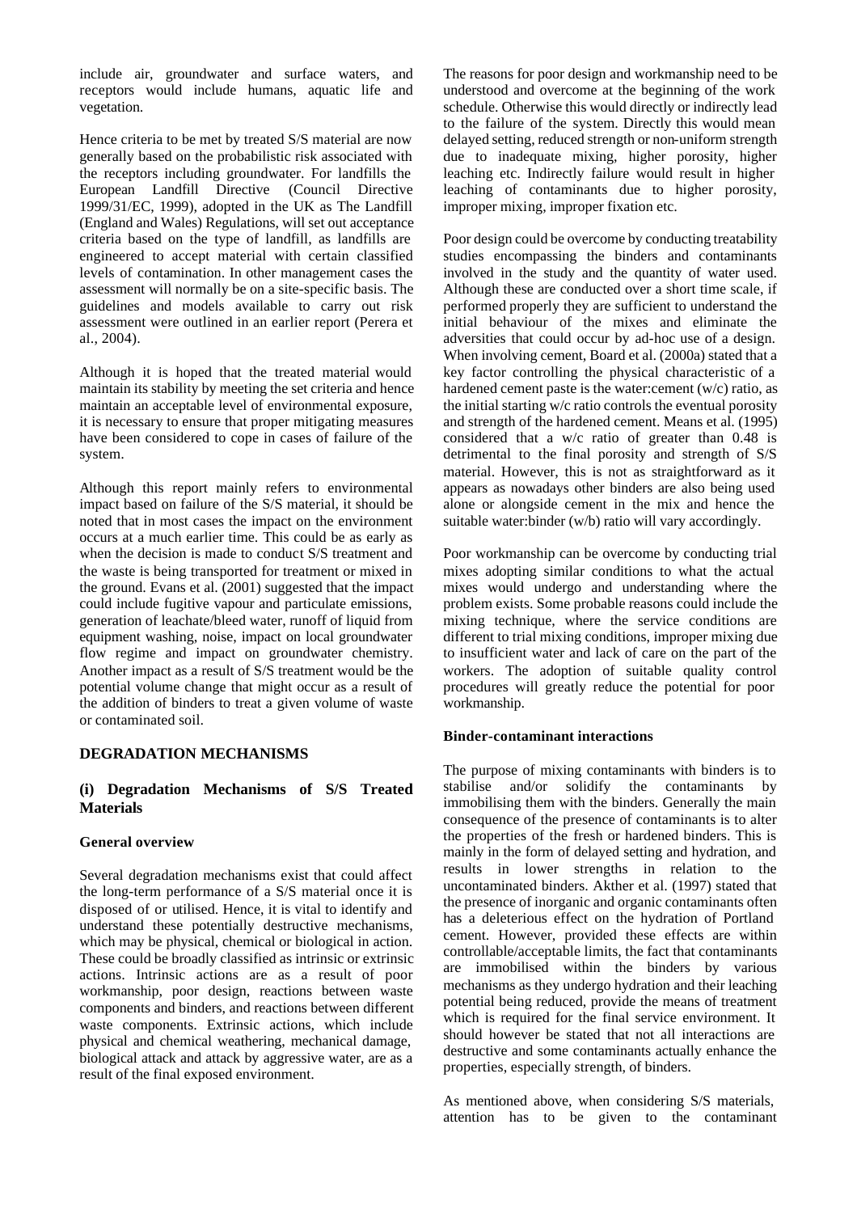include air, groundwater and surface waters, and receptors would include humans, aquatic life and vegetation.

Hence criteria to be met by treated S/S material are now generally based on the probabilistic risk associated with the receptors including groundwater. For landfills the European Landfill Directive (Council Directive 1999/31/EC, 1999), adopted in the UK as The Landfill (England and Wales) Regulations, will set out acceptance criteria based on the type of landfill, as landfills are engineered to accept material with certain classified levels of contamination. In other management cases the assessment will normally be on a site-specific basis. The guidelines and models available to carry out risk assessment were outlined in an earlier report (Perera et al., 2004).

Although it is hoped that the treated material would maintain its stability by meeting the set criteria and hence maintain an acceptable level of environmental exposure, it is necessary to ensure that proper mitigating measures have been considered to cope in cases of failure of the system.

Although this report mainly refers to environmental impact based on failure of the S/S material, it should be noted that in most cases the impact on the environment occurs at a much earlier time. This could be as early as when the decision is made to conduct S/S treatment and the waste is being transported for treatment or mixed in the ground. Evans et al. (2001) suggested that the impact could include fugitive vapour and particulate emissions, generation of leachate/bleed water, runoff of liquid from equipment washing, noise, impact on local groundwater flow regime and impact on groundwater chemistry. Another impact as a result of S/S treatment would be the potential volume change that might occur as a result of the addition of binders to treat a given volume of waste or contaminated soil.

## DEGRADATION MECHANISMS

### (i) Degradation Mechanisms of S/S Treated Materials

#### General overview

Several degradation mechanisms exist that could affect the long-term performance of a S/S material once it is disposed of or utilised. Hence, it is vital to identify and understand these potentially destructive mechanisms, which may be physical, chemical or biological in action. These could be broadly classified as intrinsic or extrinsic actions. Intrinsic actions are as a result of poor workmanship, poor design, reactions between waste components and binders, and reactions between different waste components. Extrinsic actions, which include physical and chemical weathering, mechanical damage, biological attack and attack by aggressive water, are as a result of the final exposed environment.

The reasons for poor design and workmanship need to be understood and overcome at the beginning of the work schedule. Otherwise this would directly or indirectly lead to the failure of the system. Directly this would mean delayed setting, reduced strength or non-uniform strength due to inadequate mixing, higher porosity, higher leaching etc. Indirectly failure would result in higher leaching of contaminants due to higher porosity, improper mixing, improper fixation etc.

Poor design could be overcome by conducting treatability studies encompassing the binders and contaminants involved in the study and the quantity of water used. Although these are conducted over a short time scale, if performed properly they are sufficient to understand the initial behaviour of the mixes and eliminate the adversities that could occur by ad-hoc use of a design. When involving cement, Board et al. (2000a) stated that a key factor controlling the physical characteristic of a hardened cement paste is the water:cement (w/c) ratio, as the initial starting w/c ratio controls the eventual porosity and strength of the hardened cement. Means et al. (1995) considered that a w/c ratio of greater than 0.48 is detrimental to the final porosity and strength of S/S material. However, this is not as straightforward as it appears as nowadays other binders are also being used alone or alongside cement in the mix and hence the suitable water:binder (w/b) ratio will vary accordingly.

Poor workmanship can be overcome by conducting trial mixes adopting similar conditions to what the actual mixes would undergo and understanding where the problem exists. Some probable reasons could include the mixing technique, where the service conditions are different to trial mixing conditions, improper mixing due to insufficient water and lack of care on the part of the workers. The adoption of suitable quality control procedures will greatly reduce the potential for poor workmanship.

#### Binder-contaminant interactions

The purpose of mixing contaminants with binders is to stabilise and/or solidify the contaminants by immobilising them with the binders. Generally the main consequence of the presence of contaminants is to alter the properties of the fresh or hardened binders. This is mainly in the form of delayed setting and hydration, and results in lower strengths in relation to the uncontaminated binders. Akther et al. (1997) stated that the presence of inorganic and organic contaminants often has a deleterious effect on the hydration of Portland cement. However, provided these effects are within controllable/acceptable limits, the fact that contaminants are immobilised within the binders by various mechanisms as they undergo hydration and their leaching potential being reduced, provide the means of treatment which is required for the final service environment. It should however be stated that not all interactions are destructive and some contaminants actually enhance the properties, especially strength, of binders.

As mentioned above, when considering S/S materials, attention has to be given to the contaminant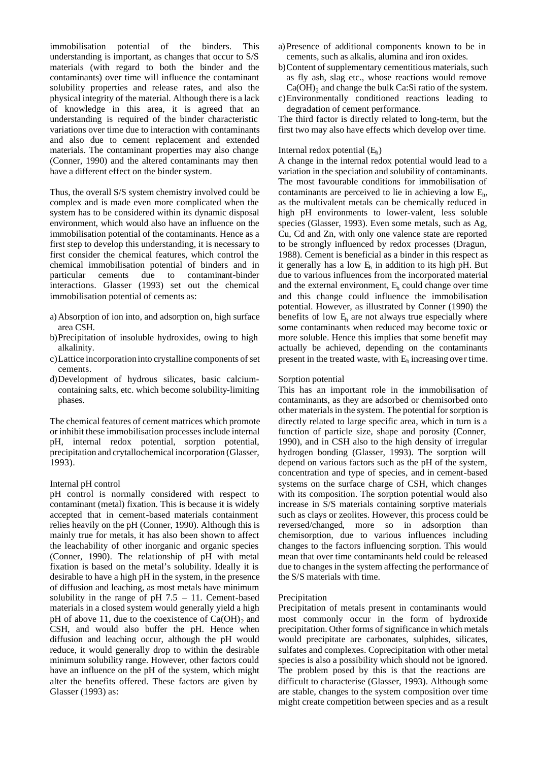immobilisation potential of the binders. This understanding is important, as changes that occur to S/S materials (with regard to both the binder and the contaminants) over time will influence the contaminant solubility properties and release rates, and also the physical integrity of the material. Although there is a lack of knowledge in this area, it is agreed that an understanding is required of the binder characteristic variations over time due to interaction with contaminants and also due to cement replacement and extended materials. The contaminant properties may also change (Conner, 1990) and the altered contaminants may then have a different effect on the binder system.

Thus, the overall S/S system chemistry involved could be complex and is made even more complicated when the system has to be considered within its dynamic disposal environment, which would also have an influence on the immobilisation potential of the contaminants. Hence as a first step to develop this understanding, it is necessary to first consider the chemical features, which control the chemical immobilisation potential of binders and in particular cements due to contaminant-binder interactions. Glasser (1993) set out the chemical immobilisation potential of cements as:

a) Absorption of ion into, and adsorption on, high surface area CSH.
b) Precipitation of insoluble hydroxides, owing to high alkalinity.
c) Lattice incorporation into crystalline components of set cements.
d) Development of hydrous silicates, basic calcium-containing salts, etc. which become solubility-limiting phases.

The chemical features of cement matrices which promote or inhibit these immobilisation processes include internal pH, internal redox potential, sorption potential, precipitation and crytallochemical incorporation (Glasser, 1993).

Internal pH control

pH control is normally considered with respect to contaminant (metal) fixation. This is because it is widely accepted that in cement-based materials containment relies heavily on the pH (Conner, 1990). Although this is mainly true for metals, it has also been shown to affect the leachability of other inorganic and organic species (Conner, 1990). The relationship of pH with metal fixation is based on the metal's solubility. Ideally it is desirable to have a high pH in the system, in the presence of diffusion and leaching, as most metals have minimum solubility in the range of pH 7.5 – 11. Cement-based materials in a closed system would generally yield a high pH of above 11, due to the coexistence of $Ca(OH)_2$ and CSH, and would also buffer the pH. Hence when diffusion and leaching occur, although the pH would reduce, it would generally drop to within the desirable minimum solubility range. However, other factors could have an influence on the pH of the system, which might alter the benefits offered. These factors are given by Glasser (1993) as:

a) Presence of additional components known to be in cements, such as alkalis, alumina and iron oxides.
b) Content of supplementary cementitious materials, such as fly ash, slag etc., whose reactions would remove $Ca(OH)_2$ and change the bulk Ca:Si ratio of the system.
c) Environmentally conditioned reactions leading to degradation of cement performance.

The third factor is directly related to long-term, but the first two may also have effects which develop over time.

Internal redox potential ($E_h$)

A change in the internal redox potential would lead to a variation in the speciation and solubility of contaminants. The most favourable conditions for immobilisation of contaminants are perceived to lie in achieving a low $E_h$, as the multivalent metals can be chemically reduced in high pH environments to lower-valent, less soluble species (Glasser, 1993). Even some metals, such as Ag, Cu, Cd and Zn, with only one valence state are reported to be strongly influenced by redox processes (Dragun, 1988). Cement is beneficial as a binder in this respect as it generally has a low $E_h$ in addition to its high pH. But due to various influences from the incorporated material and the external environment, $E_h$ could change over time and this change could influence the immobilisation potential. However, as illustrated by Conner (1990) the benefits of low $E_h$ are not always true especially where some contaminants when reduced may become toxic or more soluble. Hence this implies that some benefit may actually be achieved, depending on the contaminants present in the treated waste, with $E_h$ increasing over time.

Sorption potential

This has an important role in the immobilisation of contaminants, as they are adsorbed or chemisorbed onto other materials in the system. The potential for sorption is directly related to large specific area, which in turn is a function of particle size, shape and porosity (Conner, 1990), and in CSH also to the high density of irregular hydrogen bonding (Glasser, 1993). The sorption will depend on various factors such as the pH of the system, concentration and type of species, and in cement-based systems on the surface charge of CSH, which changes with its composition. The sorption potential would also increase in S/S materials containing sorptive materials such as clays or zeolites. However, this process could be reversed/changed, more so in adsorption than chemisorption, due to various influences including changes to the factors influencing sorption. This would mean that over time contaminants held could be released due to changes in the system affecting the performance of the S/S materials with time.

Precipitation

Precipitation of metals present in contaminants would most commonly occur in the form of hydroxide precipitation. Other forms of significance in which metals would precipitate are carbonates, sulphides, silicates, sulfates and complexes. Coprecipitation with other metal species is also a possibility which should not be ignored. The problem posed by this is that the reactions are difficult to characterise (Glasser, 1993). Although some are stable, changes to the system composition over time might create competition between species and as a result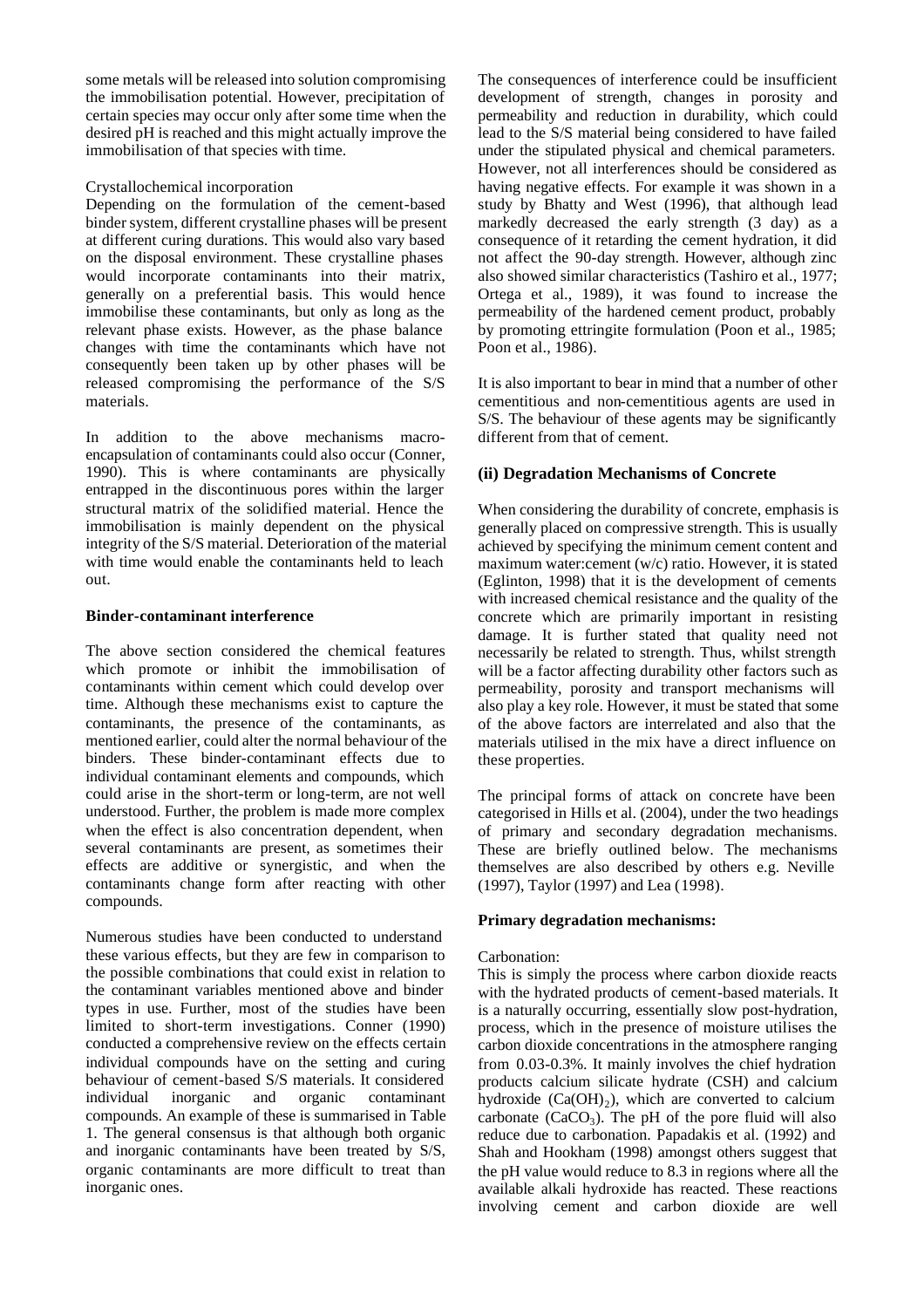some metals will be released into solution compromising the immobilisation potential. However, precipitation of certain species may occur only after some time when the desired pH is reached and this might actually improve the immobilisation of that species with time.

Crystallochemical incorporation

Depending on the formulation of the cement-based binder system, different crystalline phases will be present at different curing durations. This would also vary based on the disposal environment. These crystalline phases would incorporate contaminants into their matrix, generally on a preferential basis. This would hence immobilise these contaminants, but only as long as the relevant phase exists. However, as the phase balance changes with time the contaminants which have not consequently been taken up by other phases will be released compromising the performance of the S/S materials.

In addition to the above mechanisms macro-encapsulation of contaminants could also occur (Conner, 1990). This is where contaminants are physically entrapped in the discontinuous pores within the larger structural matrix of the solidified material. Hence the immobilisation is mainly dependent on the physical integrity of the S/S material. Deterioration of the material with time would enable the contaminants held to leach out.

**Binder-contaminant interference**

The above section considered the chemical features which promote or inhibit the immobilisation of contaminants within cement which could develop over time. Although these mechanisms exist to capture the contaminants, the presence of the contaminants, as mentioned earlier, could alter the normal behaviour of the binders. These binder-contaminant effects due to individual contaminant elements and compounds, which could arise in the short-term or long-term, are not well understood. Further, the problem is made more complex when the effect is also concentration dependent, when several contaminants are present, as sometimes their effects are additive or synergistic, and when the contaminants change form after reacting with other compounds.

Numerous studies have been conducted to understand these various effects, but they are few in comparison to the possible combinations that could exist in relation to the contaminant variables mentioned above and binder types in use. Further, most of the studies have been limited to short-term investigations. Conner (1990) conducted a comprehensive review on the effects certain individual compounds have on the setting and curing behaviour of cement-based S/S materials. It considered individual inorganic and organic contaminant compounds. An example of these is summarised in Table 1. The general consensus is that although both organic and inorganic contaminants have been treated by S/S, organic contaminants are more difficult to treat than inorganic ones.

The consequences of interference could be insufficient development of strength, changes in porosity and permeability and reduction in durability, which could lead to the S/S material being considered to have failed under the stipulated physical and chemical parameters. However, not all interferences should be considered as having negative effects. For example it was shown in a study by Bhatty and West (1996), that although lead markedly decreased the early strength (3 day) as a consequence of it retarding the cement hydration, it did not affect the 90-day strength. However, although zinc also showed similar characteristics (Tashiro et al., 1977; Ortega et al., 1989), it was found to increase the permeability of the hardened cement product, probably by promoting ettringite formulation (Poon et al., 1985; Poon et al., 1986).

It is also important to bear in mind that a number of other cementitious and non-cementitious agents are used in S/S. The behaviour of these agents may be significantly different from that of cement.

### (ii) Degradation Mechanisms of Concrete

When considering the durability of concrete, emphasis is generally placed on compressive strength. This is usually achieved by specifying the minimum cement content and maximum water:cement (w/c) ratio. However, it is stated (Eglinton, 1998) that it is the development of cements with increased chemical resistance and the quality of the concrete which are primarily important in resisting damage. It is further stated that quality need not necessarily be related to strength. Thus, whilst strength will be a factor affecting durability other factors such as permeability, porosity and transport mechanisms will also play a key role. However, it must be stated that some of the above factors are interrelated and also that the materials utilised in the mix have a direct influence on these properties.

The principal forms of attack on concrete have been categorised in Hills et al. (2004), under the two headings of primary and secondary degradation mechanisms. These are briefly outlined below. The mechanisms themselves are also described by others e.g. Neville (1997), Taylor (1997) and Lea (1998).

**Primary degradation mechanisms:**

Carbonation:

This is simply the process where carbon dioxide reacts with the hydrated products of cement-based materials. It is a naturally occurring, essentially slow post-hydration, process, which in the presence of moisture utilises the carbon dioxide concentrations in the atmosphere ranging from 0.03-0.3%. It mainly involves the chief hydration products calcium silicate hydrate (CSH) and calcium hydroxide ($Ca(OH)_2$), which are converted to calcium carbonate ($CaCO_3$). The pH of the pore fluid will also reduce due to carbonation. Papadakis et al. (1992) and Shah and Hookham (1998) amongst others suggest that the pH value would reduce to 8.3 in regions where all the available alkali hydroxide has reacted. These reactions involving cement and carbon dioxide are well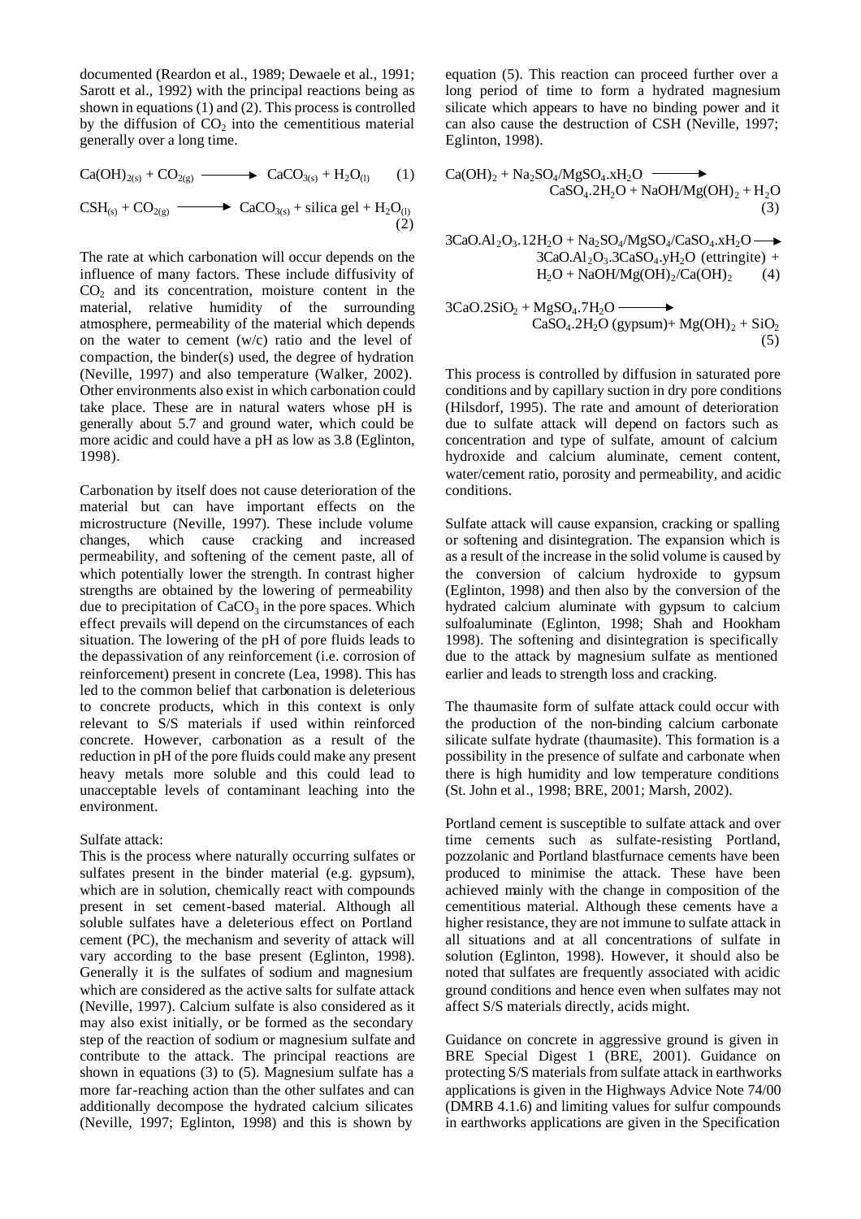documented (Reardon et al., 1989; Dewaele et al., 1991; Sarott et al., 1992) with the principal reactions being as shown in equations (1) and (2). This process is controlled by the diffusion of $CO_2$ into the cementitious material generally over a long time.

$$Ca(OH)_{2(s)} + CO_{2(g)} \longrightarrow CaCO_{3(s)} + H_2O_{(l)} \quad (1)$$

$$CSH_{(s)} + CO_{2(g)} \longrightarrow CaCO_{3(s)} + \text{silica gel} + H_2O_{(l)} \quad (2)$$

The rate at which carbonation will occur depends on the influence of many factors. These include diffusivity of $CO_2$ and its concentration, moisture content in the material, relative humidity of the surrounding atmosphere, permeability of the material which depends on the water to cement (w/c) ratio and the level of compaction, the binder(s) used, the degree of hydration (Neville, 1997) and also temperature (Walker, 2002). Other environments also exist in which carbonation could take place. These are in natural waters whose pH is generally about 5.7 and ground water, which could be more acidic and could have a pH as low as 3.8 (Eglinton, 1998).

Carbonation by itself does not cause deterioration of the material but can have important effects on the microstructure (Neville, 1997). These include volume changes, which cause cracking and increased permeability, and softening of the cement paste, all of which potentially lower the strength. In contrast higher strengths are obtained by the lowering of permeability due to precipitation of $CaCO_3$ in the pore spaces. Which effect prevails will depend on the circumstances of each situation. The lowering of the pH of pore fluids leads to the depassivation of any reinforcement (i.e. corrosion of reinforcement) present in concrete (Lea, 1998). This has led to the common belief that carbonation is deleterious to concrete products, which in this context is only relevant to S/S materials if used within reinforced concrete. However, carbonation as a result of the reduction in pH of the pore fluids could make any present heavy metals more soluble and this could lead to unacceptable levels of contaminant leaching into the environment.

Sulfate attack:

This is the process where naturally occurring sulfates or sulfates present in the binder material (e.g. gypsum), which are in solution, chemically react with compounds present in set cement-based material. Although all soluble sulfates have a deleterious effect on Portland cement (PC), the mechanism and severity of attack will vary according to the base present (Eglinton, 1998). Generally it is the sulfates of sodium and magnesium which are considered as the active salts for sulfate attack (Neville, 1997). Calcium sulfate is also considered as it may also exist initially, or be formed as the secondary step of the reaction of sodium or magnesium sulfate and contribute to the attack. The principal reactions are shown in equations (3) to (5). Magnesium sulfate has a more far-reaching action than the other sulfates and can additionally decompose the hydrated calcium silicates (Neville, 1997; Eglinton, 1998) and this is shown by equation (5). This reaction can proceed further over a long period of time to form a hydrated magnesium silicate which appears to have no binding power and it can also cause the destruction of CSH (Neville, 1997; Eglinton, 1998).

$$Ca(OH)_2 + Na_2SO_4/MgSO_4.xH_2O \longrightarrow CaSO_4.2H_2O + NaOH/Mg(OH)_2 + H_2O \quad (3)$$

$$3CaO.Al_2O_3.12H_2O + Na_2SO_4/MgSO_4/CaSO_4.xH_2O \longrightarrow 3CaO.Al_2O_3.3CaSO_4.yH_2O \text{ (ettringite)} + H_2O + NaOH/Mg(OH)_2/Ca(OH)_2 \quad (4)$$

$$3CaO.2SiO_2 + MgSO_4.7H_2O \longrightarrow CaSO_4.2H_2O \text{ (gypsum)} + Mg(OH)_2 + SiO_2 \quad (5)$$

This process is controlled by diffusion in saturated pore conditions and by capillary suction in dry pore conditions (Hilsdorf, 1995). The rate and amount of deterioration due to sulfate attack will depend on factors such as concentration and type of sulfate, amount of calcium hydroxide and calcium aluminate, cement content, water/cement ratio, porosity and permeability, and acidic conditions.

Sulfate attack will cause expansion, cracking or spalling or softening and disintegration. The expansion which is as a result of the increase in the solid volume is caused by the conversion of calcium hydroxide to gypsum (Eglinton, 1998) and then also by the conversion of the hydrated calcium aluminate with gypsum to calcium sulfoaluminate (Eglinton, 1998; Shah and Hookham 1998). The softening and disintegration is specifically due to the attack by magnesium sulfate as mentioned earlier and leads to strength loss and cracking.

The thaumasite form of sulfate attack could occur with the production of the non-binding calcium carbonate silicate sulfate hydrate (thaumasite). This formation is a possibility in the presence of sulfate and carbonate when there is high humidity and low temperature conditions (St. John et al., 1998; BRE, 2001; Marsh, 2002).

Portland cement is susceptible to sulfate attack and over time cements such as sulfate-resisting Portland, pozzolanic and Portland blastfurnace cements have been produced to minimise the attack. These have been achieved mainly with the change in composition of the cementitious material. Although these cements have a higher resistance, they are not immune to sulfate attack in all situations and at all concentrations of sulfate in solution (Eglinton, 1998). However, it should also be noted that sulfates are frequently associated with acidic ground conditions and hence even when sulfates may not affect S/S materials directly, acids might.

Guidance on concrete in aggressive ground is given in BRE Special Digest 1 (BRE, 2001). Guidance on protecting S/S materials from sulfate attack in earthworks applications is given in the Highways Advice Note 74/00 (DMRB 4.1.6) and limiting values for sulfur compounds in earthworks applications are given in the Specification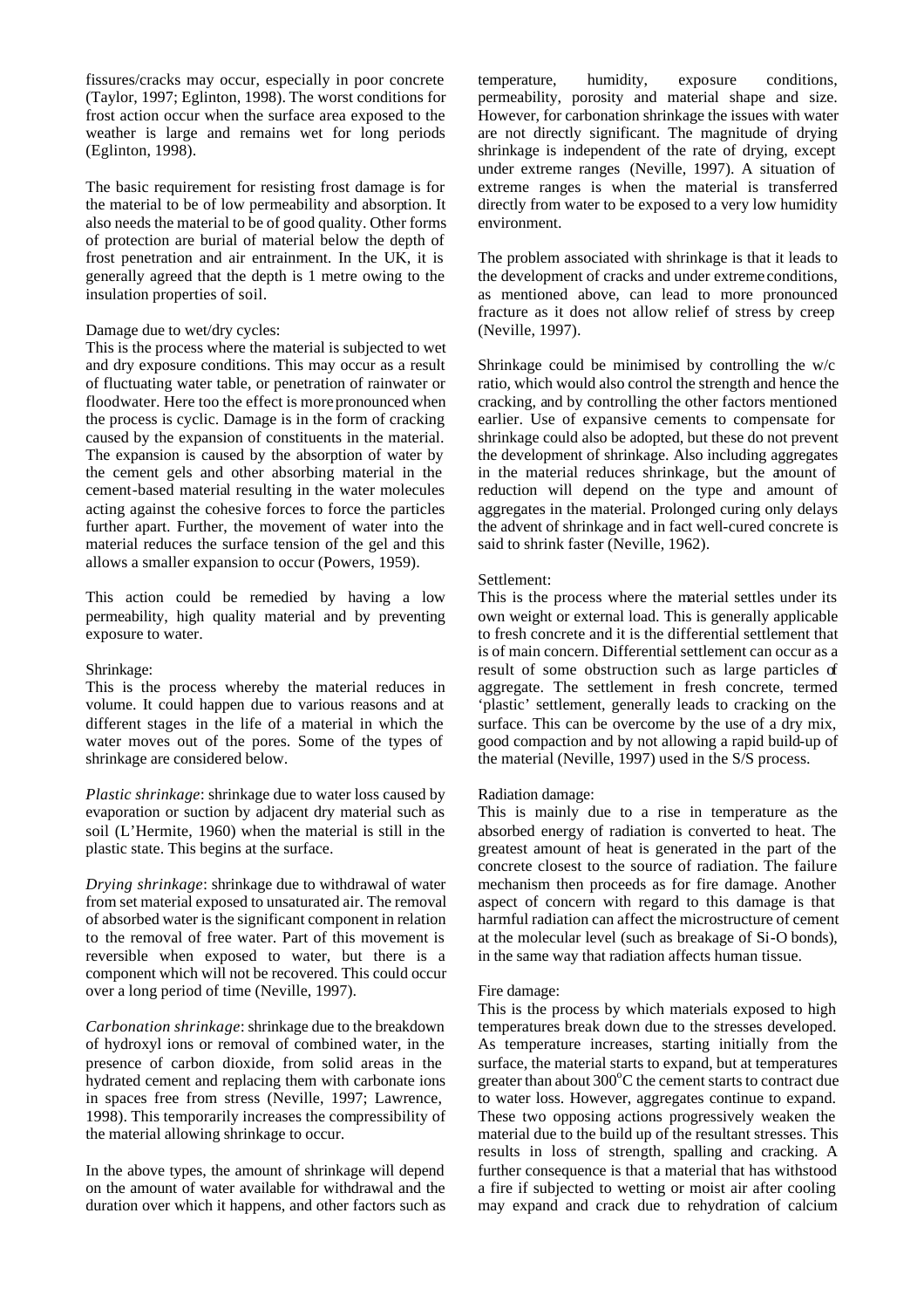fissures/cracks may occur, especially in poor concrete (Taylor, 1997; Eglinton, 1998). The worst conditions for frost action occur when the surface area exposed to the weather is large and remains wet for long periods (Eglinton, 1998).

The basic requirement for resisting frost damage is for the material to be of low permeability and absorption. It also needs the material to be of good quality. Other forms of protection are burial of material below the depth of frost penetration and air entrainment. In the UK, it is generally agreed that the depth is 1 metre owing to the insulation properties of soil.

Damage due to wet/dry cycles:

This is the process where the material is subjected to wet and dry exposure conditions. This may occur as a result of fluctuating water table, or penetration of rainwater or floodwater. Here too the effect is more pronounced when the process is cyclic. Damage is in the form of cracking caused by the expansion of constituents in the material. The expansion is caused by the absorption of water by the cement gels and other absorbing material in the cement-based material resulting in the water molecules acting against the cohesive forces to force the particles further apart. Further, the movement of water into the material reduces the surface tension of the gel and this allows a smaller expansion to occur (Powers, 1959).

This action could be remedied by having a low permeability, high quality material and by preventing exposure to water.

Shrinkage:

This is the process whereby the material reduces in volume. It could happen due to various reasons and at different stages in the life of a material in which the water moves out of the pores. Some of the types of shrinkage are considered below.

*Plastic shrinkage*: shrinkage due to water loss caused by evaporation or suction by adjacent dry material such as soil (L'Hermite, 1960) when the material is still in the plastic state. This begins at the surface.

*Drying shrinkage*: shrinkage due to withdrawal of water from set material exposed to unsaturated air. The removal of absorbed water is the significant component in relation to the removal of free water. Part of this movement is reversible when exposed to water, but there is a component which will not be recovered. This could occur over a long period of time (Neville, 1997).

*Carbonation shrinkage*: shrinkage due to the breakdown of hydroxyl ions or removal of combined water, in the presence of carbon dioxide, from solid areas in the hydrated cement and replacing them with carbonate ions in spaces free from stress (Neville, 1997; Lawrence, 1998). This temporarily increases the compressibility of the material allowing shrinkage to occur.

In the above types, the amount of shrinkage will depend on the amount of water available for withdrawal and the duration over which it happens, and other factors such as temperature, humidity, exposure conditions, permeability, porosity and material shape and size. However, for carbonation shrinkage the issues with water are not directly significant. The magnitude of drying shrinkage is independent of the rate of drying, except under extreme ranges (Neville, 1997). A situation of extreme ranges is when the material is transferred directly from water to be exposed to a very low humidity environment.

The problem associated with shrinkage is that it leads to the development of cracks and under extreme conditions, as mentioned above, can lead to more pronounced fracture as it does not allow relief of stress by creep (Neville, 1997).

Shrinkage could be minimised by controlling the w/c ratio, which would also control the strength and hence the cracking, and by controlling the other factors mentioned earlier. Use of expansive cements to compensate for shrinkage could also be adopted, but these do not prevent the development of shrinkage. Also including aggregates in the material reduces shrinkage, but the amount of reduction will depend on the type and amount of aggregates in the material. Prolonged curing only delays the advent of shrinkage and in fact well-cured concrete is said to shrink faster (Neville, 1962).

Settlement:

This is the process where the material settles under its own weight or external load. This is generally applicable to fresh concrete and it is the differential settlement that is of main concern. Differential settlement can occur as a result of some obstruction such as large particles of aggregate. The settlement in fresh concrete, termed 'plastic' settlement, generally leads to cracking on the surface. This can be overcome by the use of a dry mix, good compaction and by not allowing a rapid build-up of the material (Neville, 1997) used in the S/S process.

Radiation damage:

This is mainly due to a rise in temperature as the absorbed energy of radiation is converted to heat. The greatest amount of heat is generated in the part of the concrete closest to the source of radiation. The failure mechanism then proceeds as for fire damage. Another aspect of concern with regard to this damage is that harmful radiation can affect the microstructure of cement at the molecular level (such as breakage of Si-O bonds), in the same way that radiation affects human tissue.

Fire damage:

This is the process by which materials exposed to high temperatures break down due to the stresses developed. As temperature increases, starting initially from the surface, the material starts to expand, but at temperatures greater than about 300°C the cement starts to contract due to water loss. However, aggregates continue to expand. These two opposing actions progressively weaken the material due to the build up of the resultant stresses. This results in loss of strength, spalling and cracking. A further consequence is that a material that has withstood a fire if subjected to wetting or moist air after cooling may expand and crack due to rehydration of calcium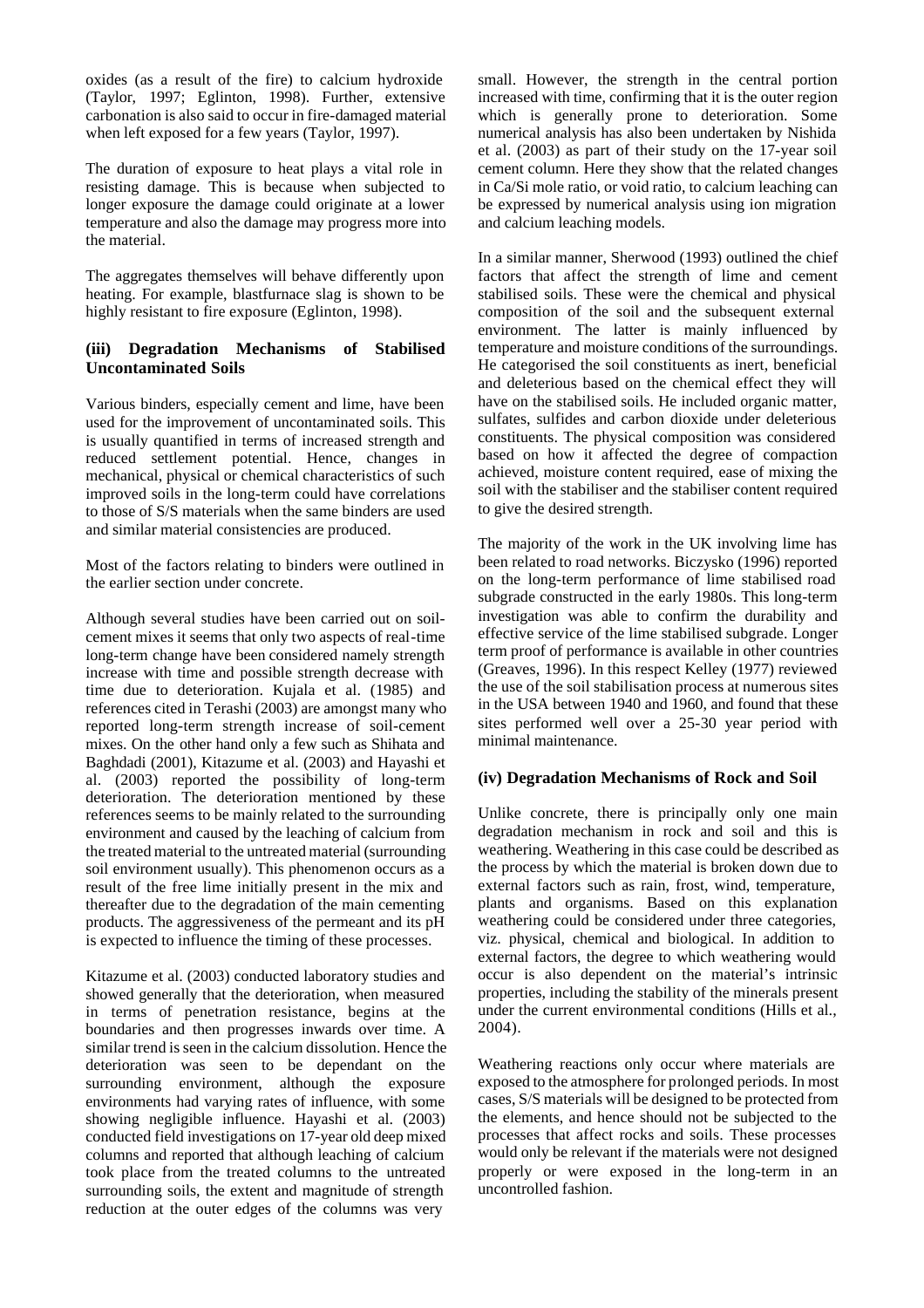oxides (as a result of the fire) to calcium hydroxide (Taylor, 1997; Eglinton, 1998). Further, extensive carbonation is also said to occur in fire-damaged material when left exposed for a few years (Taylor, 1997).

The duration of exposure to heat plays a vital role in resisting damage. This is because when subjected to longer exposure the damage could originate at a lower temperature and also the damage may progress more into the material.

The aggregates themselves will behave differently upon heating. For example, blastfurnace slag is shown to be highly resistant to fire exposure (Eglinton, 1998).

### (iii) Degradation Mechanisms of Stabilised Uncontaminated Soils

Various binders, especially cement and lime, have been used for the improvement of uncontaminated soils. This is usually quantified in terms of increased strength and reduced settlement potential. Hence, changes in mechanical, physical or chemical characteristics of such improved soils in the long-term could have correlations to those of S/S materials when the same binders are used and similar material consistencies are produced.

Most of the factors relating to binders were outlined in the earlier section under concrete.

Although several studies have been carried out on soil-cement mixes it seems that only two aspects of real-time long-term change have been considered namely strength increase with time and possible strength decrease with time due to deterioration. Kujala et al. (1985) and references cited in Terashi (2003) are amongst many who reported long-term strength increase of soil-cement mixes. On the other hand only a few such as Shihata and Baghdadi (2001), Kitazume et al. (2003) and Hayashi et al. (2003) reported the possibility of long-term deterioration. The deterioration mentioned by these references seems to be mainly related to the surrounding environment and caused by the leaching of calcium from the treated material to the untreated material (surrounding soil environment usually). This phenomenon occurs as a result of the free lime initially present in the mix and thereafter due to the degradation of the main cementing products. The aggressiveness of the permeant and its pH is expected to influence the timing of these processes.

Kitazume et al. (2003) conducted laboratory studies and showed generally that the deterioration, when measured in terms of penetration resistance, begins at the boundaries and then progresses inwards over time. A similar trend is seen in the calcium dissolution. Hence the deterioration was seen to be dependant on the surrounding environment, although the exposure environments had varying rates of influence, with some showing negligible influence. Hayashi et al. (2003) conducted field investigations on 17-year old deep mixed columns and reported that although leaching of calcium took place from the treated columns to the untreated surrounding soils, the extent and magnitude of strength reduction at the outer edges of the columns was very small. However, the strength in the central portion increased with time, confirming that it is the outer region which is generally prone to deterioration. Some numerical analysis has also been undertaken by Nishida et al. (2003) as part of their study on the 17-year soil cement column. Here they show that the related changes in Ca/Si mole ratio, or void ratio, to calcium leaching can be expressed by numerical analysis using ion migration and calcium leaching models.

In a similar manner, Sherwood (1993) outlined the chief factors that affect the strength of lime and cement stabilised soils. These were the chemical and physical composition of the soil and the subsequent external environment. The latter is mainly influenced by temperature and moisture conditions of the surroundings. He categorised the soil constituents as inert, beneficial and deleterious based on the chemical effect they will have on the stabilised soils. He included organic matter, sulfates, sulfides and carbon dioxide under deleterious constituents. The physical composition was considered based on how it affected the degree of compaction achieved, moisture content required, ease of mixing the soil with the stabiliser and the stabiliser content required to give the desired strength.

The majority of the work in the UK involving lime has been related to road networks. Biczysko (1996) reported on the long-term performance of lime stabilised road subgrade constructed in the early 1980s. This long-term investigation was able to confirm the durability and effective service of the lime stabilised subgrade. Longer term proof of performance is available in other countries (Greaves, 1996). In this respect Kelley (1977) reviewed the use of the soil stabilisation process at numerous sites in the USA between 1940 and 1960, and found that these sites performed well over a 25-30 year period with minimal maintenance.

### (iv) Degradation Mechanisms of Rock and Soil

Unlike concrete, there is principally only one main degradation mechanism in rock and soil and this is weathering. Weathering in this case could be described as the process by which the material is broken down due to external factors such as rain, frost, wind, temperature, plants and organisms. Based on this explanation weathering could be considered under three categories, viz. physical, chemical and biological. In addition to external factors, the degree to which weathering would occur is also dependent on the material's intrinsic properties, including the stability of the minerals present under the current environmental conditions (Hills et al., 2004).

Weathering reactions only occur where materials are exposed to the atmosphere for prolonged periods. In most cases, S/S materials will be designed to be protected from the elements, and hence should not be subjected to the processes that affect rocks and soils. These processes would only be relevant if the materials were not designed properly or were exposed in the long-term in an uncontrolled fashion.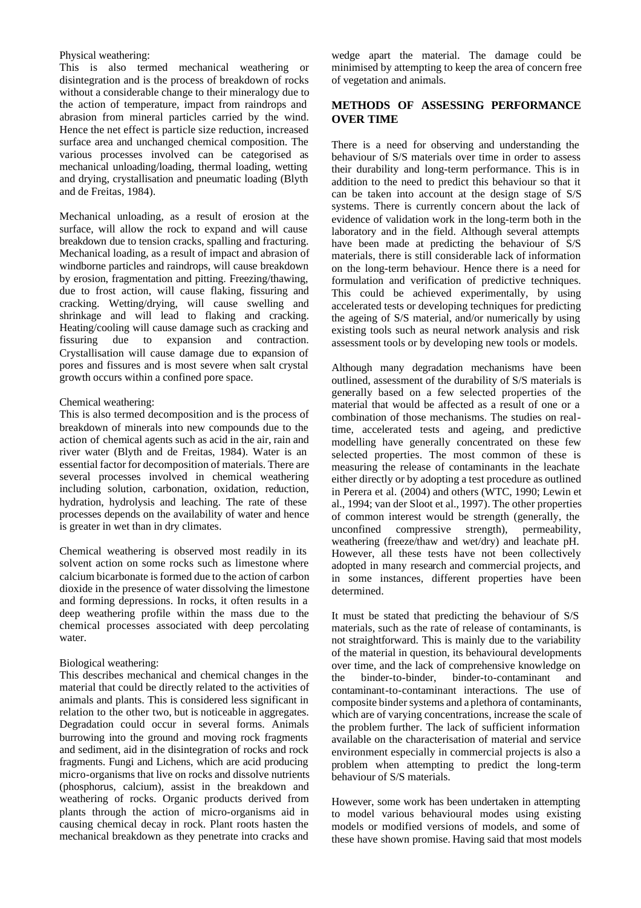Physical weathering:
This is also termed mechanical weathering or disintegration and is the process of breakdown of rocks without a considerable change to their mineralogy due to the action of temperature, impact from raindrops and abrasion from mineral particles carried by the wind. Hence the net effect is particle size reduction, increased surface area and unchanged chemical composition. The various processes involved can be categorised as mechanical unloading/loading, thermal loading, wetting and drying, crystallisation and pneumatic loading (Blyth and de Freitas, 1984).

Mechanical unloading, as a result of erosion at the surface, will allow the rock to expand and will cause breakdown due to tension cracks, spalling and fracturing. Mechanical loading, as a result of impact and abrasion of windborne particles and raindrops, will cause breakdown by erosion, fragmentation and pitting. Freezing/thawing, due to frost action, will cause flaking, fissuring and cracking. Wetting/drying, will cause swelling and shrinkage and will lead to flaking and cracking. Heating/cooling will cause damage such as cracking and fissuring due to expansion and contraction. Crystallisation will cause damage due to expansion of pores and fissures and is most severe when salt crystal growth occurs within a confined pore space.

Chemical weathering:
This is also termed decomposition and is the process of breakdown of minerals into new compounds due to the action of chemical agents such as acid in the air, rain and river water (Blyth and de Freitas, 1984). Water is an essential factor for decomposition of materials. There are several processes involved in chemical weathering including solution, carbonation, oxidation, reduction, hydration, hydrolysis and leaching. The rate of these processes depends on the availability of water and hence is greater in wet than in dry climates.

Chemical weathering is observed most readily in its solvent action on some rocks such as limestone where calcium bicarbonate is formed due to the action of carbon dioxide in the presence of water dissolving the limestone and forming depressions. In rocks, it often results in a deep weathering profile within the mass due to the chemical processes associated with deep percolating water.

Biological weathering:
This describes mechanical and chemical changes in the material that could be directly related to the activities of animals and plants. This is considered less significant in relation to the other two, but is noticeable in aggregates. Degradation could occur in several forms. Animals burrowing into the ground and moving rock fragments and sediment, aid in the disintegration of rocks and rock fragments. Fungi and Lichens, which are acid producing micro-organisms that live on rocks and dissolve nutrients (phosphorus, calcium), assist in the breakdown and weathering of rocks. Organic products derived from plants through the action of micro-organisms aid in causing chemical decay in rock. Plant roots hasten the mechanical breakdown as they penetrate into cracks and wedge apart the material. The damage could be minimised by attempting to keep the area of concern free of vegetation and animals.

## METHODS OF ASSESSING PERFORMANCE OVER TIME

There is a need for observing and understanding the behaviour of S/S materials over time in order to assess their durability and long-term performance. This is in addition to the need to predict this behaviour so that it can be taken into account at the design stage of S/S systems. There is currently concern about the lack of evidence of validation work in the long-term both in the laboratory and in the field. Although several attempts have been made at predicting the behaviour of S/S materials, there is still considerable lack of information on the long-term behaviour. Hence there is a need for formulation and verification of predictive techniques. This could be achieved experimentally, by using accelerated tests or developing techniques for predicting the ageing of S/S material, and/or numerically by using existing tools such as neural network analysis and risk assessment tools or by developing new tools or models.

Although many degradation mechanisms have been outlined, assessment of the durability of S/S materials is generally based on a few selected properties of the material that would be affected as a result of one or a combination of those mechanisms. The studies on real-time, accelerated tests and ageing, and predictive modelling have generally concentrated on these few selected properties. The most common of these is measuring the release of contaminants in the leachate either directly or by adopting a test procedure as outlined in Perera et al. (2004) and others (WTC, 1990; Lewin et al., 1994; van der Sloot et al., 1997). The other properties of common interest would be strength (generally, the unconfined compressive strength), permeability, weathering (freeze/thaw and wet/dry) and leachate pH. However, all these tests have not been collectively adopted in many research and commercial projects, and in some instances, different properties have been determined.

It must be stated that predicting the behaviour of S/S materials, such as the rate of release of contaminants, is not straightforward. This is mainly due to the variability of the material in question, its behavioural developments over time, and the lack of comprehensive knowledge on the binder-to-binder, binder-to-contaminant and contaminant-to-contaminant interactions. The use of composite binder systems and a plethora of contaminants, which are of varying concentrations, increase the scale of the problem further. The lack of sufficient information available on the characterisation of material and service environment especially in commercial projects is also a problem when attempting to predict the long-term behaviour of S/S materials.

However, some work has been undertaken in attempting to model various behavioural modes using existing models or modified versions of models, and some of these have shown promise. Having said that most models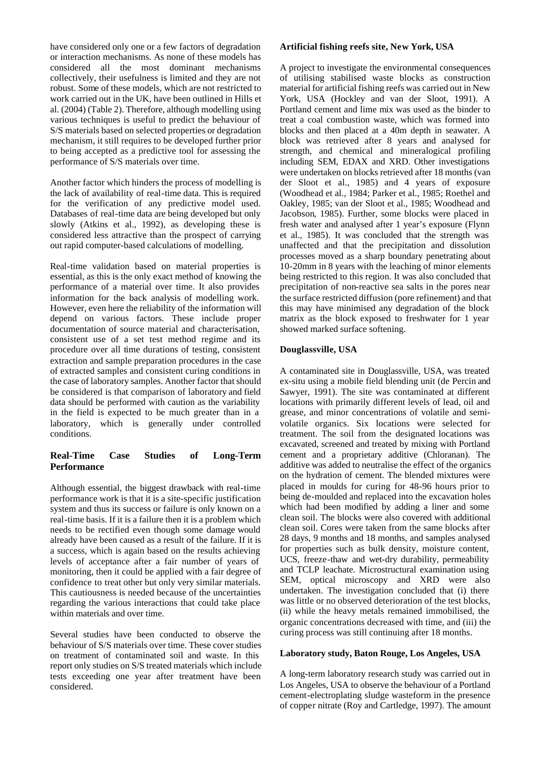have considered only one or a few factors of degradation or interaction mechanisms. As none of these models has considered all the most dominant mechanisms collectively, their usefulness is limited and they are not robust. Some of these models, which are not restricted to work carried out in the UK, have been outlined in Hills et al. (2004) (Table 2). Therefore, although modelling using various techniques is useful to predict the behaviour of S/S materials based on selected properties or degradation mechanism, it still requires to be developed further prior to being accepted as a predictive tool for assessing the performance of S/S materials over time.

Another factor which hinders the process of modelling is the lack of availability of real-time data. This is required for the verification of any predictive model used. Databases of real-time data are being developed but only slowly (Atkins et al., 1992), as developing these is considered less attractive than the prospect of carrying out rapid computer-based calculations of modelling.

Real-time validation based on material properties is essential, as this is the only exact method of knowing the performance of a material over time. It also provides information for the back analysis of modelling work. However, even here the reliability of the information will depend on various factors. These include proper documentation of source material and characterisation, consistent use of a set test method regime and its procedure over all time durations of testing, consistent extraction and sample preparation procedures in the case of extracted samples and consistent curing conditions in the case of laboratory samples. Another factor that should be considered is that comparison of laboratory and field data should be performed with caution as the variability in the field is expected to be much greater than in a laboratory, which is generally under controlled conditions.

## Real-Time Case Studies of Long-Term Performance

Although essential, the biggest drawback with real-time performance work is that it is a site-specific justification system and thus its success or failure is only known on a real-time basis. If it is a failure then it is a problem which needs to be rectified even though some damage would already have been caused as a result of the failure. If it is a success, which is again based on the results achieving levels of acceptance after a fair number of years of monitoring, then it could be applied with a fair degree of confidence to treat other but only very similar materials. This cautiousness is needed because of the uncertainties regarding the various interactions that could take place within materials and over time.

Several studies have been conducted to observe the behaviour of S/S materials over time. These cover studies on treatment of contaminated soil and waste. In this report only studies on S/S treated materials which include tests exceeding one year after treatment have been considered.

### Artificial fishing reefs site, New York, USA

A project to investigate the environmental consequences of utilising stabilised waste blocks as construction material for artificial fishing reefs was carried out in New York, USA (Hockley and van der Sloot, 1991). A Portland cement and lime mix was used as the binder to treat a coal combustion waste, which was formed into blocks and then placed at a 40m depth in seawater. A block was retrieved after 8 years and analysed for strength, and chemical and mineralogical profiling including SEM, EDAX and XRD. Other investigations were undertaken on blocks retrieved after 18 months (van der Sloot et al., 1985) and 4 years of exposure (Woodhead et al., 1984; Parker et al., 1985; Roethel and Oakley, 1985; van der Sloot et al., 1985; Woodhead and Jacobson, 1985). Further, some blocks were placed in fresh water and analysed after 1 year's exposure (Flynn et al., 1985). It was concluded that the strength was unaffected and that the precipitation and dissolution processes moved as a sharp boundary penetrating about 10-20mm in 8 years with the leaching of minor elements being restricted to this region. It was also concluded that precipitation of non-reactive sea salts in the pores near the surface restricted diffusion (pore refinement) and that this may have minimised any degradation of the block matrix as the block exposed to freshwater for 1 year showed marked surface softening.

### Douglassville, USA

A contaminated site in Douglassville, USA, was treated ex-situ using a mobile field blending unit (de Percin and Sawyer, 1991). The site was contaminated at different locations with primarily different levels of lead, oil and grease, and minor concentrations of volatile and semi-volatile organics. Six locations were selected for treatment. The soil from the designated locations was excavated, screened and treated by mixing with Portland cement and a proprietary additive (Chloranan). The additive was added to neutralise the effect of the organics on the hydration of cement. The blended mixtures were placed in moulds for curing for 48-96 hours prior to being de-moulded and replaced into the excavation holes which had been modified by adding a liner and some clean soil. The blocks were also covered with additional clean soil. Cores were taken from the same blocks after 28 days, 9 months and 18 months, and samples analysed for properties such as bulk density, moisture content, UCS, freeze-thaw and wet-dry durability, permeability and TCLP leachate. Microstructural examination using SEM, optical microscopy and XRD were also undertaken. The investigation concluded that (i) there was little or no observed deterioration of the test blocks, (ii) while the heavy metals remained immobilised, the organic concentrations decreased with time, and (iii) the curing process was still continuing after 18 months.

### Laboratory study, Baton Rouge, Los Angeles, USA

A long-term laboratory research study was carried out in Los Angeles, USA to observe the behaviour of a Portland cement-electroplating sludge wasteform in the presence of copper nitrate (Roy and Cartledge, 1997). The amount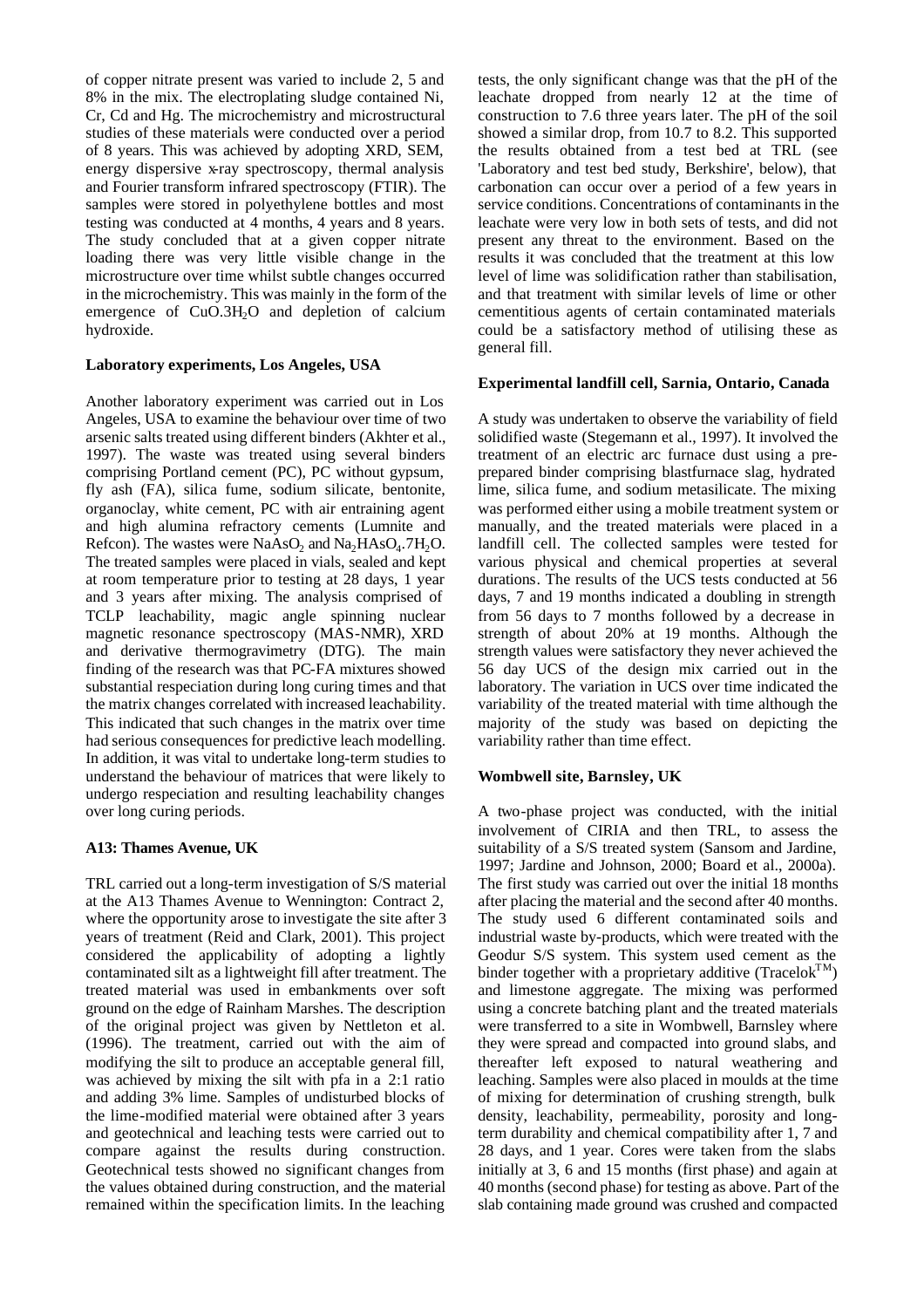of copper nitrate present was varied to include 2, 5 and 8% in the mix. The electroplating sludge contained Ni, Cr, Cd and Hg. The microchemistry and microstructural studies of these materials were conducted over a period of 8 years. This was achieved by adopting XRD, SEM, energy dispersive x-ray spectroscopy, thermal analysis and Fourier transform infrared spectroscopy (FTIR). The samples were stored in polyethylene bottles and most testing was conducted at 4 months, 4 years and 8 years. The study concluded that at a given copper nitrate loading there was very little visible change in the microstructure over time whilst subtle changes occurred in the microchemistry. This was mainly in the form of the emergence of $CuO.3H_2O$ and depletion of calcium hydroxide.

**Laboratory experiments, Los Angeles, USA**

Another laboratory experiment was carried out in Los Angeles, USA to examine the behaviour over time of two arsenic salts treated using different binders (Akhter et al., 1997). The waste was treated using several binders comprising Portland cement (PC), PC without gypsum, fly ash (FA), silica fume, sodium silicate, bentonite, organoclay, white cement, PC with air entraining agent and high alumina refractory cements (Lumnite and Refcon). The wastes were $NaAsO_2$ and $Na_2HAsO_4.7H_2O$. The treated samples were placed in vials, sealed and kept at room temperature prior to testing at 28 days, 1 year and 3 years after mixing. The analysis comprised of TCLP leachability, magic angle spinning nuclear magnetic resonance spectroscopy (MAS-NMR), XRD and derivative thermogravimetry (DTG). The main finding of the research was that PC-FA mixtures showed substantial respeciation during long curing times and that the matrix changes correlated with increased leachability. This indicated that such changes in the matrix over time had serious consequences for predictive leach modelling. In addition, it was vital to undertake long-term studies to understand the behaviour of matrices that were likely to undergo respeciation and resulting leachability changes over long curing periods.

**A13: Thames Avenue, UK**

TRL carried out a long-term investigation of S/S material at the A13 Thames Avenue to Wennington: Contract 2, where the opportunity arose to investigate the site after 3 years of treatment (Reid and Clark, 2001). This project considered the applicability of adopting a lightly contaminated silt as a lightweight fill after treatment. The treated material was used in embankments over soft ground on the edge of Rainham Marshes. The description of the original project was given by Nettleton et al. (1996). The treatment, carried out with the aim of modifying the silt to produce an acceptable general fill, was achieved by mixing the silt with pfa in a 2:1 ratio and adding 3% lime. Samples of undisturbed blocks of the lime-modified material were obtained after 3 years and geotechnical and leaching tests were carried out to compare against the results during construction. Geotechnical tests showed no significant changes from the values obtained during construction, and the material remained within the specification limits. In the leaching tests, the only significant change was that the pH of the leachate dropped from nearly 12 at the time of construction to 7.6 three years later. The pH of the soil showed a similar drop, from 10.7 to 8.2. This supported the results obtained from a test bed at TRL (see 'Laboratory and test bed study, Berkshire', below), that carbonation can occur over a period of a few years in service conditions. Concentrations of contaminants in the leachate were very low in both sets of tests, and did not present any threat to the environment. Based on the results it was concluded that the treatment at this low level of lime was solidification rather than stabilisation, and that treatment with similar levels of lime or other cementitious agents of certain contaminated materials could be a satisfactory method of utilising these as general fill.

**Experimental landfill cell, Sarnia, Ontario, Canada**

A study was undertaken to observe the variability of field solidified waste (Stegemann et al., 1997). It involved the treatment of an electric arc furnace dust using a pre-prepared binder comprising blastfurnace slag, hydrated lime, silica fume, and sodium metasilicate. The mixing was performed either using a mobile treatment system or manually, and the treated materials were placed in a landfill cell. The collected samples were tested for various physical and chemical properties at several durations. The results of the UCS tests conducted at 56 days, 7 and 19 months indicated a doubling in strength from 56 days to 7 months followed by a decrease in strength of about 20% at 19 months. Although the strength values were satisfactory they never achieved the 56 day UCS of the design mix carried out in the laboratory. The variation in UCS over time indicated the variability of the treated material with time although the majority of the study was based on depicting the variability rather than time effect.

**Wombwell site, Barnsley, UK**

A two-phase project was conducted, with the initial involvement of CIRIA and then TRL, to assess the suitability of a S/S treated system (Sansom and Jardine, 1997; Jardine and Johnson, 2000; Board et al., 2000a). The first study was carried out over the initial 18 months after placing the material and the second after 40 months. The study used 6 different contaminated soils and industrial waste by-products, which were treated with the Geodur S/S system. This system used cement as the binder together with a proprietary additive (Tracelok™) and limestone aggregate. The mixing was performed using a concrete batching plant and the treated materials were transferred to a site in Wombwell, Barnsley where they were spread and compacted into ground slabs, and thereafter left exposed to natural weathering and leaching. Samples were also placed in moulds at the time of mixing for determination of crushing strength, bulk density, leachability, permeability, porosity and long-term durability and chemical compatibility after 1, 7 and 28 days, and 1 year. Cores were taken from the slabs initially at 3, 6 and 15 months (first phase) and again at 40 months (second phase) for testing as above. Part of the slab containing made ground was crushed and compacted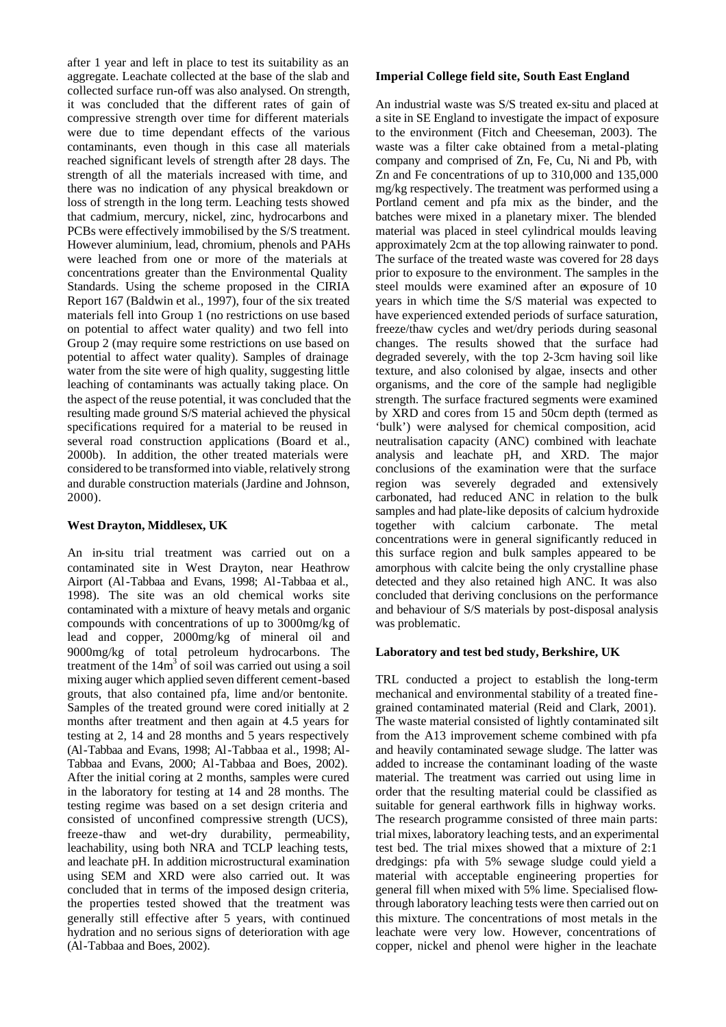after 1 year and left in place to test its suitability as an aggregate. Leachate collected at the base of the slab and collected surface run-off was also analysed. On strength, it was concluded that the different rates of gain of compressive strength over time for different materials were due to time dependant effects of the various contaminants, even though in this case all materials reached significant levels of strength after 28 days. The strength of all the materials increased with time, and there was no indication of any physical breakdown or loss of strength in the long term. Leaching tests showed that cadmium, mercury, nickel, zinc, hydrocarbons and PCBs were effectively immobilised by the S/S treatment. However aluminium, lead, chromium, phenols and PAHs were leached from one or more of the materials at concentrations greater than the Environmental Quality Standards. Using the scheme proposed in the CIRIA Report 167 (Baldwin et al., 1997), four of the six treated materials fell into Group 1 (no restrictions on use based on potential to affect water quality) and two fell into Group 2 (may require some restrictions on use based on potential to affect water quality). Samples of drainage water from the site were of high quality, suggesting little leaching of contaminants was actually taking place. On the aspect of the reuse potential, it was concluded that the resulting made ground S/S material achieved the physical specifications required for a material to be reused in several road construction applications (Board et al., 2000b). In addition, the other treated materials were considered to be transformed into viable, relatively strong and durable construction materials (Jardine and Johnson, 2000).

### West Drayton, Middlesex, UK

An in-situ trial treatment was carried out on a contaminated site in West Drayton, near Heathrow Airport (Al-Tabbaa and Evans, 1998; Al-Tabbaa et al., 1998). The site was an old chemical works site contaminated with a mixture of heavy metals and organic compounds with concentrations of up to 3000mg/kg of lead and copper, 2000mg/kg of mineral oil and 9000mg/kg of total petroleum hydrocarbons. The treatment of the $14m^3$ of soil was carried out using a soil mixing auger which applied seven different cement-based grouts, that also contained pfa, lime and/or bentonite. Samples of the treated ground were cored initially at 2 months after treatment and then again at 4.5 years for testing at 2, 14 and 28 months and 5 years respectively (Al-Tabbaa and Evans, 1998; Al-Tabbaa et al., 1998; Al-Tabbaa and Evans, 2000; Al-Tabbaa and Boes, 2002). After the initial coring at 2 months, samples were cured in the laboratory for testing at 14 and 28 months. The testing regime was based on a set design criteria and consisted of unconfined compressive strength (UCS), freeze-thaw and wet-dry durability, permeability, leachability, using both NRA and TCLP leaching tests, and leachate pH. In addition microstructural examination using SEM and XRD were also carried out. It was concluded that in terms of the imposed design criteria, the properties tested showed that the treatment was generally still effective after 5 years, with continued hydration and no serious signs of deterioration with age (Al-Tabbaa and Boes, 2002).

### Imperial College field site, South East England

An industrial waste was S/S treated ex-situ and placed at a site in SE England to investigate the impact of exposure to the environment (Fitch and Cheeseman, 2003). The waste was a filter cake obtained from a metal-plating company and comprised of Zn, Fe, Cu, Ni and Pb, with Zn and Fe concentrations of up to 310,000 and 135,000 mg/kg respectively. The treatment was performed using a Portland cement and pfa mix as the binder, and the batches were mixed in a planetary mixer. The blended material was placed in steel cylindrical moulds leaving approximately 2cm at the top allowing rainwater to pond. The surface of the treated waste was covered for 28 days prior to exposure to the environment. The samples in the steel moulds were examined after an exposure of 10 years in which time the S/S material was expected to have experienced extended periods of surface saturation, freeze/thaw cycles and wet/dry periods during seasonal changes. The results showed that the surface had degraded severely, with the top 2-3cm having soil like texture, and also colonised by algae, insects and other organisms, and the core of the sample had negligible strength. The surface fractured segments were examined by XRD and cores from 15 and 50cm depth (termed as 'bulk') were analysed for chemical composition, acid neutralisation capacity (ANC) combined with leachate analysis and leachate pH, and XRD. The major conclusions of the examination were that the surface region was severely degraded and extensively carbonated, had reduced ANC in relation to the bulk samples and had plate-like deposits of calcium hydroxide together with calcium carbonate. The metal concentrations were in general significantly reduced in this surface region and bulk samples appeared to be amorphous with calcite being the only crystalline phase detected and they also retained high ANC. It was also concluded that deriving conclusions on the performance and behaviour of S/S materials by post-disposal analysis was problematic.

### Laboratory and test bed study, Berkshire, UK

TRL conducted a project to establish the long-term mechanical and environmental stability of a treated fine-grained contaminated material (Reid and Clark, 2001). The waste material consisted of lightly contaminated silt from the A13 improvement scheme combined with pfa and heavily contaminated sewage sludge. The latter was added to increase the contaminant loading of the waste material. The treatment was carried out using lime in order that the resulting material could be classified as suitable for general earthwork fills in highway works. The research programme consisted of three main parts: trial mixes, laboratory leaching tests, and an experimental test bed. The trial mixes showed that a mixture of 2:1 dredgings: pfa with 5% sewage sludge could yield a material with acceptable engineering properties for general fill when mixed with 5% lime. Specialised flow-through laboratory leaching tests were then carried out on this mixture. The concentrations of most metals in the leachate were very low. However, concentrations of copper, nickel and phenol were higher in the leachate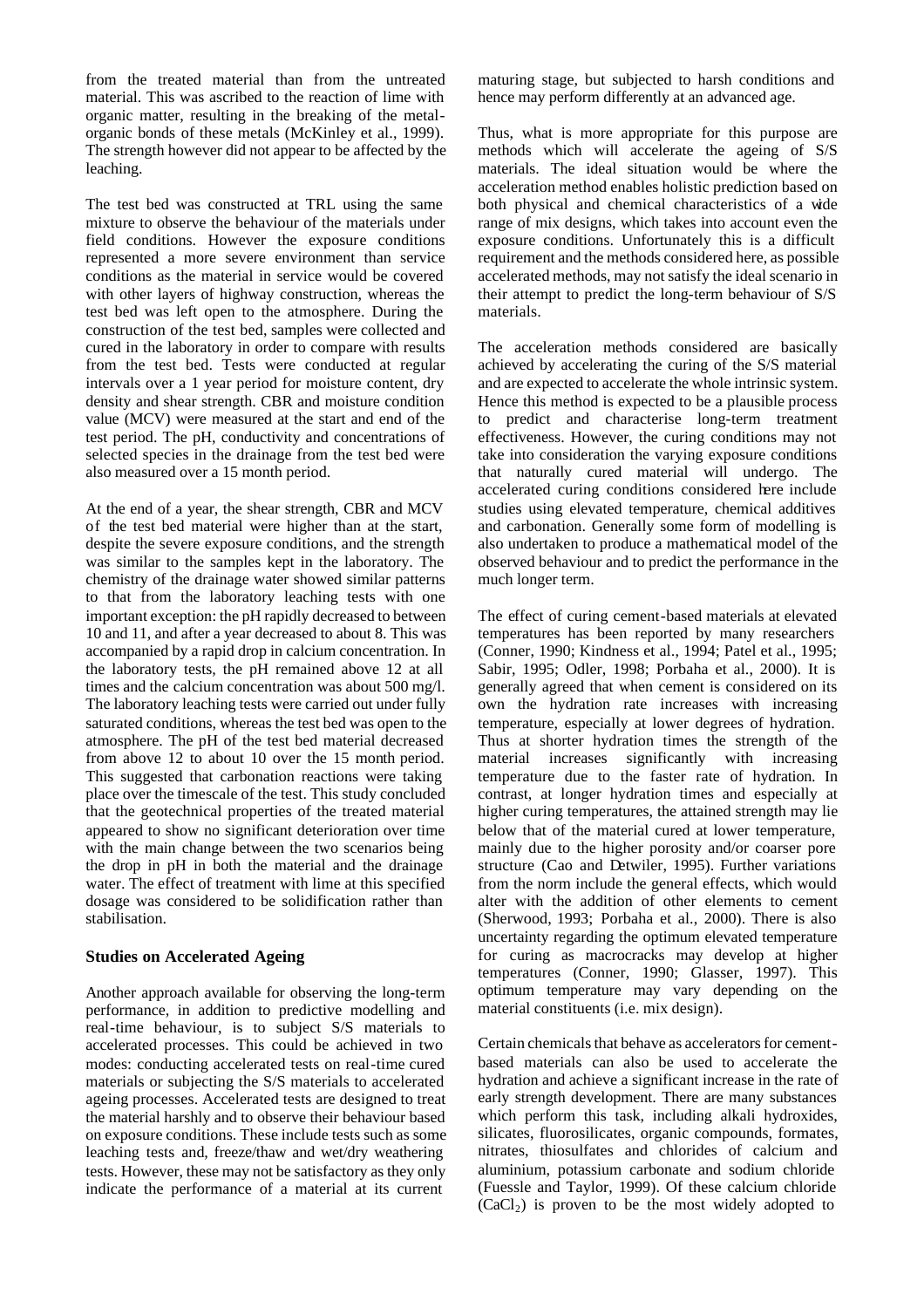from the treated material than from the untreated material. This was ascribed to the reaction of lime with organic matter, resulting in the breaking of the metal-organic bonds of these metals (McKinley et al., 1999). The strength however did not appear to be affected by the leaching.

The test bed was constructed at TRL using the same mixture to observe the behaviour of the materials under field conditions. However the exposure conditions represented a more severe environment than service conditions as the material in service would be covered with other layers of highway construction, whereas the test bed was left open to the atmosphere. During the construction of the test bed, samples were collected and cured in the laboratory in order to compare with results from the test bed. Tests were conducted at regular intervals over a 1 year period for moisture content, dry density and shear strength. CBR and moisture condition value (MCV) were measured at the start and end of the test period. The pH, conductivity and concentrations of selected species in the drainage from the test bed were also measured over a 15 month period.

At the end of a year, the shear strength, CBR and MCV of the test bed material were higher than at the start, despite the severe exposure conditions, and the strength was similar to the samples kept in the laboratory. The chemistry of the drainage water showed similar patterns to that from the laboratory leaching tests with one important exception: the pH rapidly decreased to between 10 and 11, and after a year decreased to about 8. This was accompanied by a rapid drop in calcium concentration. In the laboratory tests, the pH remained above 12 at all times and the calcium concentration was about 500 mg/l. The laboratory leaching tests were carried out under fully saturated conditions, whereas the test bed was open to the atmosphere. The pH of the test bed material decreased from above 12 to about 10 over the 15 month period. This suggested that carbonation reactions were taking place over the timescale of the test. This study concluded that the geotechnical properties of the treated material appeared to show no significant deterioration over time with the main change between the two scenarios being the drop in pH in both the material and the drainage water. The effect of treatment with lime at this specified dosage was considered to be solidification rather than stabilisation.

### Studies on Accelerated Ageing

Another approach available for observing the long-term performance, in addition to predictive modelling and real-time behaviour, is to subject S/S materials to accelerated processes. This could be achieved in two modes: conducting accelerated tests on real-time cured materials or subjecting the S/S materials to accelerated ageing processes. Accelerated tests are designed to treat the material harshly and to observe their behaviour based on exposure conditions. These include tests such as some leaching tests and, freeze/thaw and wet/dry weathering tests. However, these may not be satisfactory as they only indicate the performance of a material at its current maturing stage, but subjected to harsh conditions and hence may perform differently at an advanced age.

Thus, what is more appropriate for this purpose are methods which will accelerate the ageing of S/S materials. The ideal situation would be where the acceleration method enables holistic prediction based on both physical and chemical characteristics of a wide range of mix designs, which takes into account even the exposure conditions. Unfortunately this is a difficult requirement and the methods considered here, as possible accelerated methods, may not satisfy the ideal scenario in their attempt to predict the long-term behaviour of S/S materials.

The acceleration methods considered are basically achieved by accelerating the curing of the S/S material and are expected to accelerate the whole intrinsic system. Hence this method is expected to be a plausible process to predict and characterise long-term treatment effectiveness. However, the curing conditions may not take into consideration the varying exposure conditions that naturally cured material will undergo. The accelerated curing conditions considered here include studies using elevated temperature, chemical additives and carbonation. Generally some form of modelling is also undertaken to produce a mathematical model of the observed behaviour and to predict the performance in the much longer term.

The effect of curing cement-based materials at elevated temperatures has been reported by many researchers (Conner, 1990; Kindness et al., 1994; Patel et al., 1995; Sabir, 1995; Odler, 1998; Porbaha et al., 2000). It is generally agreed that when cement is considered on its own the hydration rate increases with increasing temperature, especially at lower degrees of hydration. Thus at shorter hydration times the strength of the material increases significantly with increasing temperature due to the faster rate of hydration. In contrast, at longer hydration times and especially at higher curing temperatures, the attained strength may lie below that of the material cured at lower temperature, mainly due to the higher porosity and/or coarser pore structure (Cao and Detwiler, 1995). Further variations from the norm include the general effects, which would alter with the addition of other elements to cement (Sherwood, 1993; Porbaha et al., 2000). There is also uncertainty regarding the optimum elevated temperature for curing as macrocracks may develop at higher temperatures (Conner, 1990; Glasser, 1997). This optimum temperature may vary depending on the material constituents (i.e. mix design).

Certain chemicals that behave as accelerators for cement-based materials can also be used to accelerate the hydration and achieve a significant increase in the rate of early strength development. There are many substances which perform this task, including alkali hydroxides, silicates, fluorosilicates, organic compounds, formates, nitrates, thiosulfates and chlorides of calcium and aluminium, potassium carbonate and sodium chloride (Fuessle and Taylor, 1999). Of these calcium chloride ($CaCl_2$) is proven to be the most widely adopted to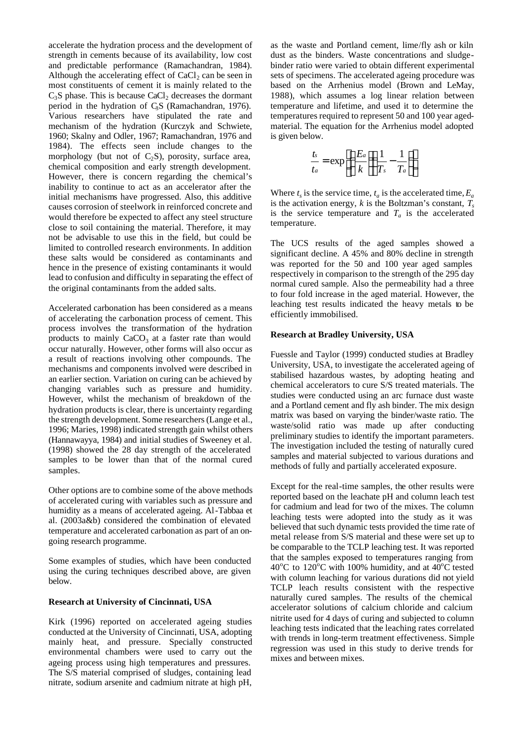accelerate the hydration process and the development of strength in cements because of its availability, low cost and predictable performance (Ramachandran, 1984). Although the accelerating effect of $CaCl_2$ can be seen in most constituents of cement it is mainly related to the $C_3S$ phase. This is because $CaCl_2$ decreases the dormant period in the hydration of $C_3S$ (Ramachandran, 1976). Various researchers have stipulated the rate and mechanism of the hydration (Kurczyk and Schwiete, 1960; Skalny and Odler, 1967; Ramachandran, 1976 and 1984). The effects seen include changes to the morphology (but not of $C_2S$), porosity, surface area, chemical composition and early strength development. However, there is concern regarding the chemical's inability to continue to act as an accelerator after the initial mechanisms have progressed. Also, this additive causes corrosion of steelwork in reinforced concrete and would therefore be expected to affect any steel structure close to soil containing the material. Therefore, it may not be advisable to use this in the field, but could be limited to controlled research environments. In addition these salts would be considered as contaminants and hence in the presence of existing contaminants it would lead to confusion and difficulty in separating the effect of the original contaminants from the added salts.

Accelerated carbonation has been considered as a means of accelerating the carbonation process of cement. This process involves the transformation of the hydration products to mainly $CaCO_3$ at a faster rate than would occur naturally. However, other forms will also occur as a result of reactions involving other compounds. The mechanisms and components involved were described in an earlier section. Variation on curing can be achieved by changing variables such as pressure and humidity. However, whilst the mechanism of breakdown of the hydration products is clear, there is uncertainty regarding the strength development. Some researchers (Lange et al., 1996; Maries, 1998) indicated strength gain whilst others (Hannawayya, 1984) and initial studies of Sweeney et al. (1998) showed the 28 day strength of the accelerated samples to be lower than that of the normal cured samples.

Other options are to combine some of the above methods of accelerated curing with variables such as pressure and humidity as a means of accelerated ageing. Al-Tabbaa et al. (2003a&b) considered the combination of elevated temperature and accelerated carbonation as part of an on-going research programme.

Some examples of studies, which have been conducted using the curing techniques described above, are given below.

**Research at University of Cincinnati, USA**

Kirk (1996) reported on accelerated ageing studies conducted at the University of Cincinnati, USA, adopting mainly heat, and pressure. Specially constructed environmental chambers were used to carry out the ageing process using high temperatures and pressures. The S/S material comprised of sludges, containing lead nitrate, sodium arsenite and cadmium nitrate at high pH, as the waste and Portland cement, lime/fly ash or kiln dust as the binders. Waste concentrations and sludge-binder ratio were varied to obtain different experimental sets of specimens. The accelerated ageing procedure was based on the Arrhenius model (Brown and LeMay, 1988), which assumes a log linear relation between temperature and lifetime, and used it to determine the temperatures required to represent 50 and 100 year aged-material. The equation for the Arrhenius model adopted is given below.

$$\frac{t_s}{t_a} = \exp\left[\left(\frac{E_a}{k}\right)\left(\frac{1}{T_s} - \frac{1}{T_a}\right)\right]$$

Where $t_s$ is the service time, $t_a$ is the accelerated time, $E_a$ is the activation energy, $k$ is the Boltzman's constant, $T_s$ is the service temperature and $T_a$ is the accelerated temperature.

The UCS results of the aged samples showed a significant decline. A 45% and 80% decline in strength was reported for the 50 and 100 year aged samples respectively in comparison to the strength of the 295 day normal cured sample. Also the permeability had a three to four fold increase in the aged material. However, the leaching test results indicated the heavy metals to be efficiently immobilised.

**Research at Bradley University, USA**

Fuessle and Taylor (1999) conducted studies at Bradley University, USA, to investigate the accelerated ageing of stabilised hazardous wastes, by adopting heating and chemical accelerators to cure S/S treated materials. The studies were conducted using an arc furnace dust waste and a Portland cement and fly ash binder. The mix design matrix was based on varying the binder/waste ratio. The waste/solid ratio was made up after conducting preliminary studies to identify the important parameters. The investigation included the testing of naturally cured samples and material subjected to various durations and methods of fully and partially accelerated exposure.

Except for the real-time samples, the other results were reported based on the leachate pH and column leach test for cadmium and lead for two of the mixes. The column leaching tests were adopted into the study as it was believed that such dynamic tests provided the time rate of metal release from S/S material and these were set up to be comparable to the TCLP leaching test. It was reported that the samples exposed to temperatures ranging from $40^oC$ to $120^oC$ with 100% humidity, and at $40^oC$ tested with column leaching for various durations did not yield TCLP leach results consistent with the respective naturally cured samples. The results of the chemical accelerator solutions of calcium chloride and calcium nitrite used for 4 days of curing and subjected to column leaching tests indicated that the leaching rates correlated with trends in long-term treatment effectiveness. Simple regression was used in this study to derive trends for mixes and between mixes.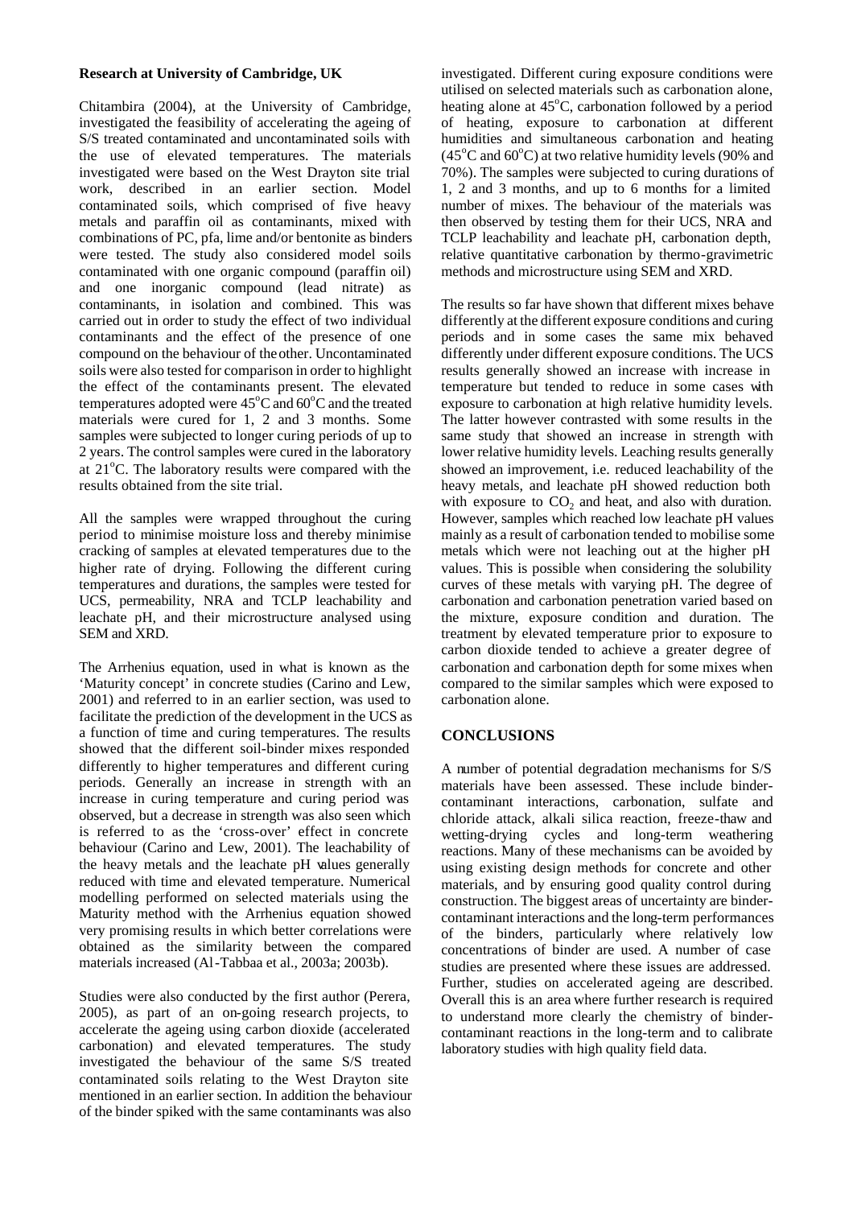**Research at University of Cambridge, UK**

Chitambira (2004), at the University of Cambridge, investigated the feasibility of accelerating the ageing of S/S treated contaminated and uncontaminated soils with the use of elevated temperatures. The materials investigated were based on the West Drayton site trial work, described in an earlier section. Model contaminated soils, which comprised of five heavy metals and paraffin oil as contaminants, mixed with combinations of PC, pfa, lime and/or bentonite as binders were tested. The study also considered model soils contaminated with one organic compound (paraffin oil) and one inorganic compound (lead nitrate) as contaminants, in isolation and combined. This was carried out in order to study the effect of two individual contaminants and the effect of the presence of one compound on the behaviour of the other. Uncontaminated soils were also tested for comparison in order to highlight the effect of the contaminants present. The elevated temperatures adopted were 45°C and 60°C and the treated materials were cured for 1, 2 and 3 months. Some samples were subjected to longer curing periods of up to 2 years. The control samples were cured in the laboratory at 21°C. The laboratory results were compared with the results obtained from the site trial.

All the samples were wrapped throughout the curing period to minimise moisture loss and thereby minimise cracking of samples at elevated temperatures due to the higher rate of drying. Following the different curing temperatures and durations, the samples were tested for UCS, permeability, NRA and TCLP leachability and leachate pH, and their microstructure analysed using SEM and XRD.

The Arrhenius equation, used in what is known as the 'Maturity concept' in concrete studies (Carino and Lew, 2001) and referred to in an earlier section, was used to facilitate the prediction of the development in the UCS as a function of time and curing temperatures. The results showed that the different soil-binder mixes responded differently to higher temperatures and different curing periods. Generally an increase in strength with an increase in curing temperature and curing period was observed, but a decrease in strength was also seen which is referred to as the 'cross-over' effect in concrete behaviour (Carino and Lew, 2001). The leachability of the heavy metals and the leachate pH values generally reduced with time and elevated temperature. Numerical modelling performed on selected materials using the Maturity method with the Arrhenius equation showed very promising results in which better correlations were obtained as the similarity between the compared materials increased (Al-Tabbaa et al., 2003a; 2003b).

Studies were also conducted by the first author (Perera, 2005), as part of an on-going research projects, to accelerate the ageing using carbon dioxide (accelerated carbonation) and elevated temperatures. The study investigated the behaviour of the same S/S treated contaminated soils relating to the West Drayton site mentioned in an earlier section. In addition the behaviour of the binder spiked with the same contaminants was also investigated. Different curing exposure conditions were utilised on selected materials such as carbonation alone, heating alone at 45°C, carbonation followed by a period of heating, exposure to carbonation at different humidities and simultaneous carbonation and heating (45°C and 60°C) at two relative humidity levels (90% and 70%). The samples were subjected to curing durations of 1, 2 and 3 months, and up to 6 months for a limited number of mixes. The behaviour of the materials was then observed by testing them for their UCS, NRA and TCLP leachability and leachate pH, carbonation depth, relative quantitative carbonation by thermo-gravimetric methods and microstructure using SEM and XRD.

The results so far have shown that different mixes behave differently at the different exposure conditions and curing periods and in some cases the same mix behaved differently under different exposure conditions. The UCS results generally showed an increase with increase in temperature but tended to reduce in some cases with exposure to carbonation at high relative humidity levels. The latter however contrasted with some results in the same study that showed an increase in strength with lower relative humidity levels. Leaching results generally showed an improvement, i.e. reduced leachability of the heavy metals, and leachate pH showed reduction both with exposure to $CO_2$ and heat, and also with duration. However, samples which reached low leachate pH values mainly as a result of carbonation tended to mobilise some metals which were not leaching out at the higher pH values. This is possible when considering the solubility curves of these metals with varying pH. The degree of carbonation and carbonation penetration varied based on the mixture, exposure condition and duration. The treatment by elevated temperature prior to exposure to carbon dioxide tended to achieve a greater degree of carbonation and carbonation depth for some mixes when compared to the similar samples which were exposed to carbonation alone.

## CONCLUSIONS

A number of potential degradation mechanisms for S/S materials have been assessed. These include binder-contaminant interactions, carbonation, sulfate and chloride attack, alkali silica reaction, freeze-thaw and wetting-drying cycles and long-term weathering reactions. Many of these mechanisms can be avoided by using existing design methods for concrete and other materials, and by ensuring good quality control during construction. The biggest areas of uncertainty are binder-contaminant interactions and the long-term performances of the binders, particularly where relatively low concentrations of binder are used. A number of case studies are presented where these issues are addressed. Further, studies on accelerated ageing are described. Overall this is an area where further research is required to understand more clearly the chemistry of binder-contaminant reactions in the long-term and to calibrate laboratory studies with high quality field data.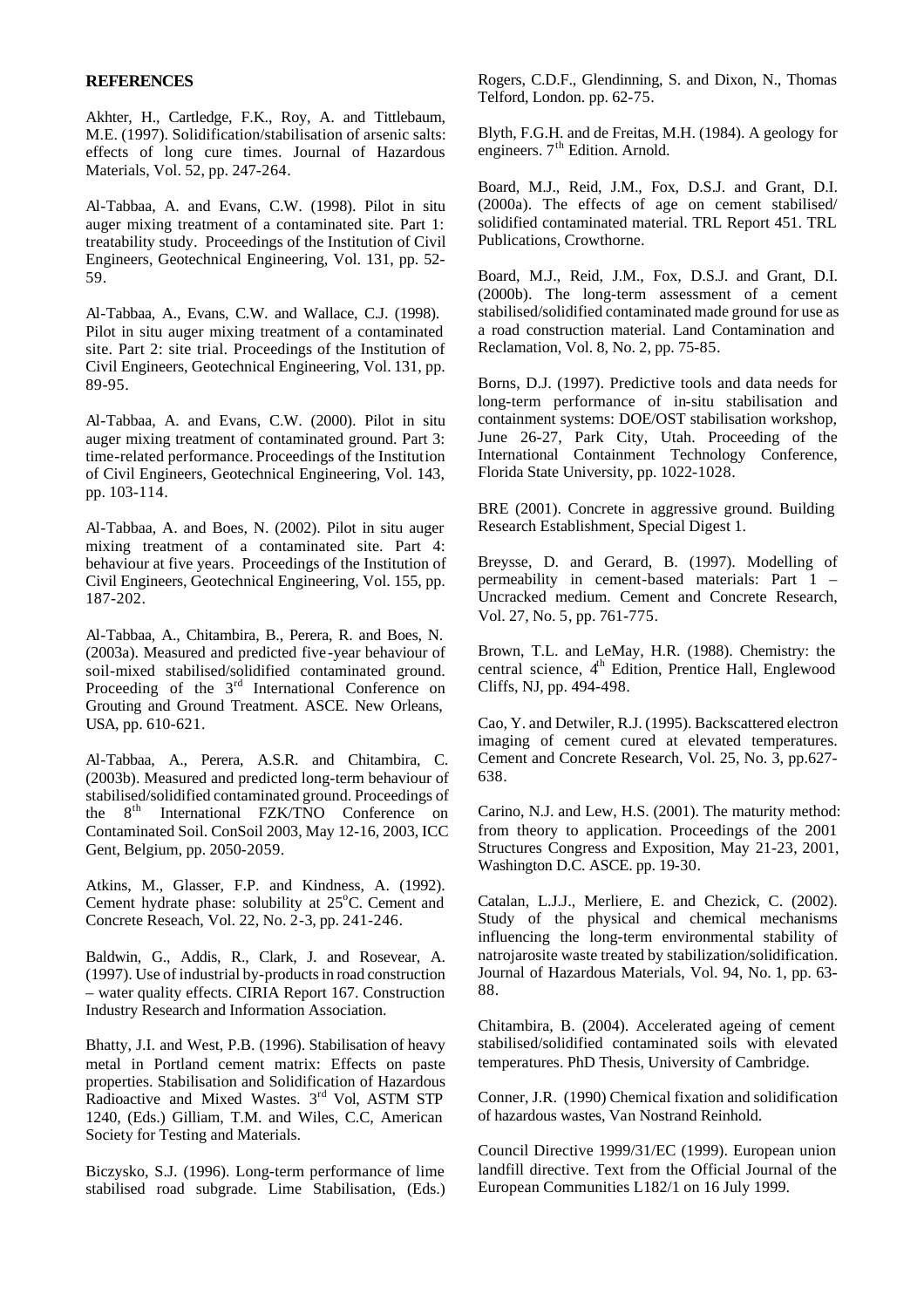## REFERENCES

Akhter, H., Cartledge, F.K., Roy, A. and Tittlebaum, M.E. (1997). Solidification/stabilisation of arsenic salts: effects of long cure times. Journal of Hazardous Materials, Vol. 52, pp. 247-264.

Al-Tabbaa, A. and Evans, C.W. (1998). Pilot in situ auger mixing treatment of a contaminated site. Part 1: treatability study. Proceedings of the Institution of Civil Engineers, Geotechnical Engineering, Vol. 131, pp. 52-59.

Al-Tabbaa, A., Evans, C.W. and Wallace, C.J. (1998). Pilot in situ auger mixing treatment of a contaminated site. Part 2: site trial. Proceedings of the Institution of Civil Engineers, Geotechnical Engineering, Vol. 131, pp. 89-95.

Al-Tabbaa, A. and Evans, C.W. (2000). Pilot in situ auger mixing treatment of contaminated ground. Part 3: time-related performance. Proceedings of the Institution of Civil Engineers, Geotechnical Engineering, Vol. 143, pp. 103-114.

Al-Tabbaa, A. and Boes, N. (2002). Pilot in situ auger mixing treatment of a contaminated site. Part 4: behaviour at five years. Proceedings of the Institution of Civil Engineers, Geotechnical Engineering, Vol. 155, pp. 187-202.

Al-Tabbaa, A., Chitambira, B., Perera, R. and Boes, N. (2003a). Measured and predicted five-year behaviour of soil-mixed stabilised/solidified contaminated ground. Proceeding of the 3rd International Conference on Grouting and Ground Treatment. ASCE. New Orleans, USA, pp. 610-621.

Al-Tabbaa, A., Perera, A.S.R. and Chitambira, C. (2003b). Measured and predicted long-term behaviour of stabilised/solidified contaminated ground. Proceedings of the 8th International FZK/TNO Conference on Contaminated Soil. ConSoil 2003, May 12-16, 2003, ICC Gent, Belgium, pp. 2050-2059.

Atkins, M., Glasser, F.P. and Kindness, A. (1992). Cement hydrate phase: solubility at 25°C. Cement and Concrete Reseach, Vol. 22, No. 2-3, pp. 241-246.

Baldwin, G., Addis, R., Clark, J. and Rosevear, A. (1997). Use of industrial by-products in road construction – water quality effects. CIRIA Report 167. Construction Industry Research and Information Association.

Bhatty, J.I. and West, P.B. (1996). Stabilisation of heavy metal in Portland cement matrix: Effects on paste properties. Stabilisation and Solidification of Hazardous Radioactive and Mixed Wastes. 3rd Vol, ASTM STP 1240, (Eds.) Gilliam, T.M. and Wiles, C.C, American Society for Testing and Materials.

Biczysko, S.J. (1996). Long-term performance of lime stabilised road subgrade. Lime Stabilisation, (Eds.) Rogers, C.D.F., Glendinning, S. and Dixon, N., Thomas Telford, London. pp. 62-75.

Blyth, F.G.H. and de Freitas, M.H. (1984). A geology for engineers. 7th Edition. Arnold.

Board, M.J., Reid, J.M., Fox, D.S.J. and Grant, D.I. (2000a). The effects of age on cement stabilised/ solidified contaminated material. TRL Report 451. TRL Publications, Crowthorne.

Board, M.J., Reid, J.M., Fox, D.S.J. and Grant, D.I. (2000b). The long-term assessment of a cement stabilised/solidified contaminated made ground for use as a road construction material. Land Contamination and Reclamation, Vol. 8, No. 2, pp. 75-85.

Borns, D.J. (1997). Predictive tools and data needs for long-term performance of in-situ stabilisation and containment systems: DOE/OST stabilisation workshop, June 26-27, Park City, Utah. Proceeding of the International Containment Technology Conference, Florida State University, pp. 1022-1028.

BRE (2001). Concrete in aggressive ground. Building Research Establishment, Special Digest 1.

Breysse, D. and Gerard, B. (1997). Modelling of permeability in cement-based materials: Part 1 – Uncracked medium. Cement and Concrete Research, Vol. 27, No. 5, pp. 761-775.

Brown, T.L. and LeMay, H.R. (1988). Chemistry: the central science, 4th Edition, Prentice Hall, Englewood Cliffs, NJ, pp. 494-498.

Cao, Y. and Detwiler, R.J. (1995). Backscattered electron imaging of cement cured at elevated temperatures. Cement and Concrete Research, Vol. 25, No. 3, pp.627-638.

Carino, N.J. and Lew, H.S. (2001). The maturity method: from theory to application. Proceedings of the 2001 Structures Congress and Exposition, May 21-23, 2001, Washington D.C. ASCE. pp. 19-30.

Catalan, L.J.J., Merliere, E. and Chezick, C. (2002). Study of the physical and chemical mechanisms influencing the long-term environmental stability of natrojarosite waste treated by stabilization/solidification. Journal of Hazardous Materials, Vol. 94, No. 1, pp. 63-88.

Chitambira, B. (2004). Accelerated ageing of cement stabilised/solidified contaminated soils with elevated temperatures. PhD Thesis, University of Cambridge.

Conner, J.R. (1990) Chemical fixation and solidification of hazardous wastes, Van Nostrand Reinhold.

Council Directive 1999/31/EC (1999). European union landfill directive. Text from the Official Journal of the European Communities L182/1 on 16 July 1999.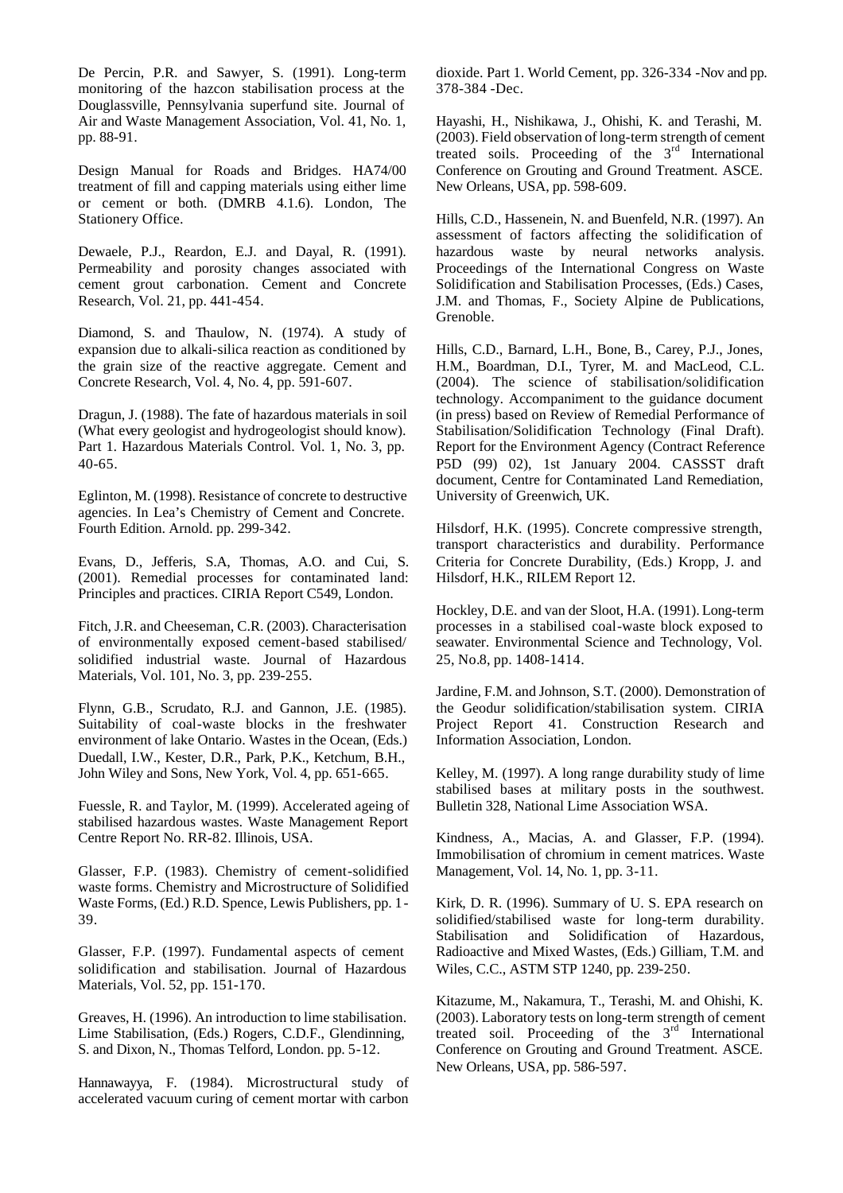De Percin, P.R. and Sawyer, S. (1991). Long-term monitoring of the hazcon stabilisation process at the Douglassville, Pennsylvania superfund site. Journal of Air and Waste Management Association, Vol. 41, No. 1, pp. 88-91.

Design Manual for Roads and Bridges. HA74/00 treatment of fill and capping materials using either lime or cement or both. (DMRB 4.1.6). London, The Stationery Office.

Dewaele, P.J., Reardon, E.J. and Dayal, R. (1991). Permeability and porosity changes associated with cement grout carbonation. Cement and Concrete Research, Vol. 21, pp. 441-454.

Diamond, S. and Thaulow, N. (1974). A study of expansion due to alkali-silica reaction as conditioned by the grain size of the reactive aggregate. Cement and Concrete Research, Vol. 4, No. 4, pp. 591-607.

Dragun, J. (1988). The fate of hazardous materials in soil (What every geologist and hydrogeologist should know). Part 1. Hazardous Materials Control. Vol. 1, No. 3, pp. 40-65.

Eglinton, M. (1998). Resistance of concrete to destructive agencies. In Lea's Chemistry of Cement and Concrete. Fourth Edition. Arnold. pp. 299-342.

Evans, D., Jefferis, S.A, Thomas, A.O. and Cui, S. (2001). Remedial processes for contaminated land: Principles and practices. CIRIA Report C549, London.

Fitch, J.R. and Cheeseman, C.R. (2003). Characterisation of environmentally exposed cement-based stabilised/ solidified industrial waste. Journal of Hazardous Materials, Vol. 101, No. 3, pp. 239-255.

Flynn, G.B., Scrudato, R.J. and Gannon, J.E. (1985). Suitability of coal-waste blocks in the freshwater environment of lake Ontario. Wastes in the Ocean, (Eds.) Duedall, I.W., Kester, D.R., Park, P.K., Ketchum, B.H., John Wiley and Sons, New York, Vol. 4, pp. 651-665.

Fuessle, R. and Taylor, M. (1999). Accelerated ageing of stabilised hazardous wastes. Waste Management Report Centre Report No. RR-82. Illinois, USA.

Glasser, F.P. (1983). Chemistry of cement-solidified waste forms. Chemistry and Microstructure of Solidified Waste Forms, (Ed.) R.D. Spence, Lewis Publishers, pp. 1-39.

Glasser, F.P. (1997). Fundamental aspects of cement solidification and stabilisation. Journal of Hazardous Materials, Vol. 52, pp. 151-170.

Greaves, H. (1996). An introduction to lime stabilisation. Lime Stabilisation, (Eds.) Rogers, C.D.F., Glendinning, S. and Dixon, N., Thomas Telford, London. pp. 5-12.

Hannawayya, F. (1984). Microstructural study of accelerated vacuum curing of cement mortar with carbon dioxide. Part 1. World Cement, pp. 326-334 -Nov and pp. 378-384 -Dec.

Hayashi, H., Nishikawa, J., Ohishi, K. and Terashi, M. (2003). Field observation of long-term strength of cement treated soils. Proceeding of the 3rd International Conference on Grouting and Ground Treatment. ASCE. New Orleans, USA, pp. 598-609.

Hills, C.D., Hassenein, N. and Buenfeld, N.R. (1997). An assessment of factors affecting the solidification of hazardous waste by neural networks analysis. Proceedings of the International Congress on Waste Solidification and Stabilisation Processes, (Eds.) Cases, J.M. and Thomas, F., Society Alpine de Publications, Grenoble.

Hills, C.D., Barnard, L.H., Bone, B., Carey, P.J., Jones, H.M., Boardman, D.I., Tyrer, M. and MacLeod, C.L. (2004). The science of stabilisation/solidification technology. Accompaniment to the guidance document (in press) based on Review of Remedial Performance of Stabilisation/Solidification Technology (Final Draft). Report for the Environment Agency (Contract Reference P5D (99) 02), 1st January 2004. CASSST draft document, Centre for Contaminated Land Remediation, University of Greenwich, UK.

Hilsdorf, H.K. (1995). Concrete compressive strength, transport characteristics and durability. Performance Criteria for Concrete Durability, (Eds.) Kropp, J. and Hilsdorf, H.K., RILEM Report 12.

Hockley, D.E. and van der Sloot, H.A. (1991). Long-term processes in a stabilised coal-waste block exposed to seawater. Environmental Science and Technology, Vol. 25, No.8, pp. 1408-1414.

Jardine, F.M. and Johnson, S.T. (2000). Demonstration of the Geodur solidification/stabilisation system. CIRIA Project Report 41. Construction Research and Information Association, London.

Kelley, M. (1997). A long range durability study of lime stabilised bases at military posts in the southwest. Bulletin 328, National Lime Association WSA.

Kindness, A., Macias, A. and Glasser, F.P. (1994). Immobilisation of chromium in cement matrices. Waste Management, Vol. 14, No. 1, pp. 3-11.

Kirk, D. R. (1996). Summary of U. S. EPA research on solidified/stabilised waste for long-term durability. Stabilisation and Solidification of Hazardous, Radioactive and Mixed Wastes, (Eds.) Gilliam, T.M. and Wiles, C.C., ASTM STP 1240, pp. 239-250.

Kitazume, M., Nakamura, T., Terashi, M. and Ohishi, K. (2003). Laboratory tests on long-term strength of cement treated soil. Proceeding of the 3rd International Conference on Grouting and Ground Treatment. ASCE. New Orleans, USA, pp. 586-597.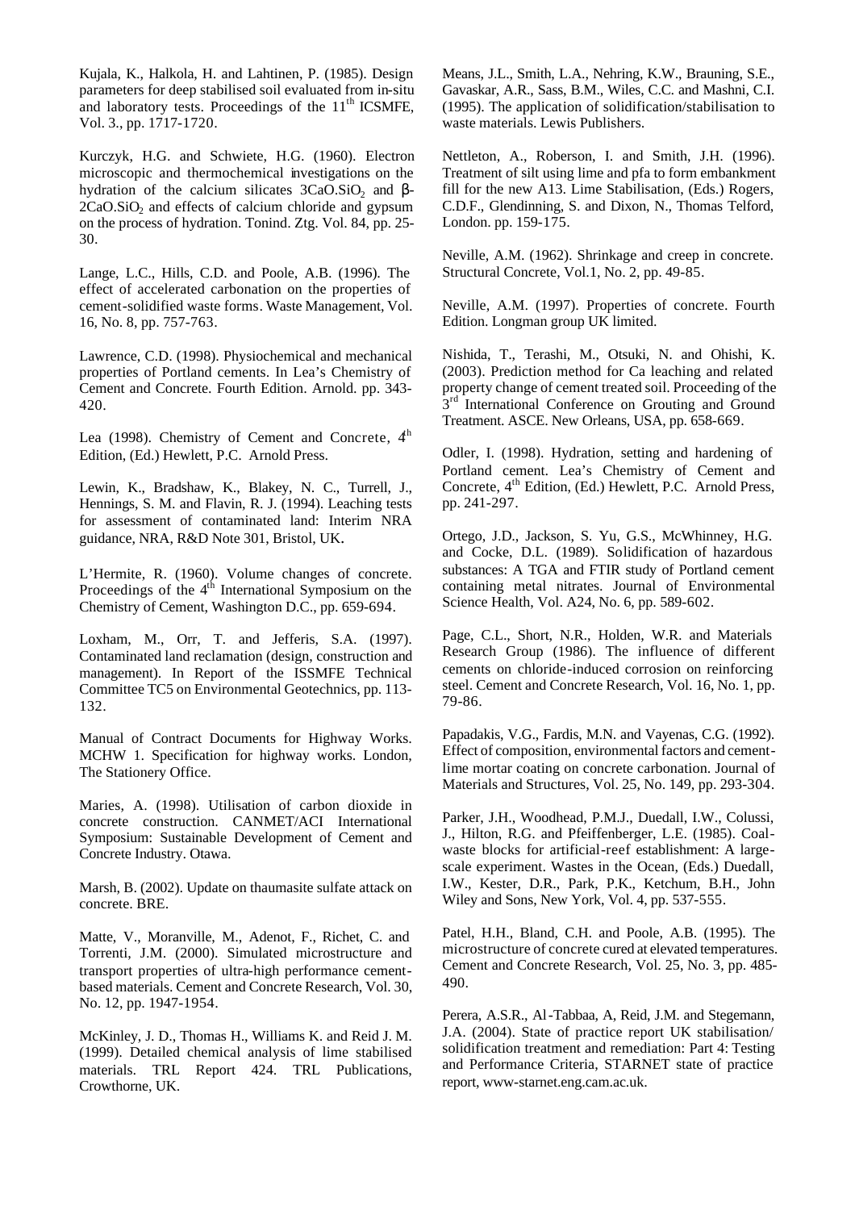Kujala, K., Halkola, H. and Lahtinen, P. (1985). Design parameters for deep stabilised soil evaluated from in-situ and laboratory tests. Proceedings of the 11th ICSMFE, Vol. 3., pp. 1717-1720.

Kurczyk, H.G. and Schwiete, H.G. (1960). Electron microscopic and thermochemical investigations on the hydration of the calcium silicates $3CaO.SiO_2$ and β-$2CaO.SiO_2$ and effects of calcium chloride and gypsum on the process of hydration. Tonind. Ztg. Vol. 84, pp. 25-30.

Lange, L.C., Hills, C.D. and Poole, A.B. (1996). The effect of accelerated carbonation on the properties of cement-solidified waste forms. Waste Management, Vol. 16, No. 8, pp. 757-763.

Lawrence, C.D. (1998). Physiochemical and mechanical properties of Portland cements. In Lea's Chemistry of Cement and Concrete. Fourth Edition. Arnold. pp. 343-420.

Lea (1998). Chemistry of Cement and Concrete, 4th Edition, (Ed.) Hewlett, P.C. Arnold Press.

Lewin, K., Bradshaw, K., Blakey, N. C., Turrell, J., Hennings, S. M. and Flavin, R. J. (1994). Leaching tests for assessment of contaminated land: Interim NRA guidance, NRA, R&D Note 301, Bristol, UK.

L'Hermite, R. (1960). Volume changes of concrete. Proceedings of the 4th International Symposium on the Chemistry of Cement, Washington D.C., pp. 659-694.

Loxham, M., Orr, T. and Jefferis, S.A. (1997). Contaminated land reclamation (design, construction and management). In Report of the ISSMFE Technical Committee TC5 on Environmental Geotechnics, pp. 113-132.

Manual of Contract Documents for Highway Works. MCHW 1. Specification for highway works. London, The Stationery Office.

Maries, A. (1998). Utilisation of carbon dioxide in concrete construction. CANMET/ACI International Symposium: Sustainable Development of Cement and Concrete Industry. Otawa.

Marsh, B. (2002). Update on thaumasite sulfate attack on concrete. BRE.

Matte, V., Moranville, M., Adenot, F., Richet, C. and Torrenti, J.M. (2000). Simulated microstructure and transport properties of ultra-high performance cement-based materials. Cement and Concrete Research, Vol. 30, No. 12, pp. 1947-1954.

McKinley, J. D., Thomas H., Williams K. and Reid J. M. (1999). Detailed chemical analysis of lime stabilised materials. TRL Report 424. TRL Publications, Crowthorne, UK.

Means, J.L., Smith, L.A., Nehring, K.W., Brauning, S.E., Gavaskar, A.R., Sass, B.M., Wiles, C.C. and Mashni, C.I. (1995). The application of solidification/stabilisation to waste materials. Lewis Publishers.

Nettleton, A., Roberson, I. and Smith, J.H. (1996). Treatment of silt using lime and pfa to form embankment fill for the new A13. Lime Stabilisation, (Eds.) Rogers, C.D.F., Glendinning, S. and Dixon, N., Thomas Telford, London. pp. 159-175.

Neville, A.M. (1962). Shrinkage and creep in concrete. Structural Concrete, Vol.1, No. 2, pp. 49-85.

Neville, A.M. (1997). Properties of concrete. Fourth Edition. Longman group UK limited.

Nishida, T., Terashi, M., Otsuki, N. and Ohishi, K. (2003). Prediction method for Ca leaching and related property change of cement treated soil. Proceeding of the 3rd International Conference on Grouting and Ground Treatment. ASCE. New Orleans, USA, pp. 658-669.

Odler, I. (1998). Hydration, setting and hardening of Portland cement. Lea's Chemistry of Cement and Concrete, 4th Edition, (Ed.) Hewlett, P.C. Arnold Press, pp. 241-297.

Ortego, J.D., Jackson, S. Yu, G.S., McWhinney, H.G. and Cocke, D.L. (1989). Solidification of hazardous substances: A TGA and FTIR study of Portland cement containing metal nitrates. Journal of Environmental Science Health, Vol. A24, No. 6, pp. 589-602.

Page, C.L., Short, N.R., Holden, W.R. and Materials Research Group (1986). The influence of different cements on chloride-induced corrosion on reinforcing steel. Cement and Concrete Research, Vol. 16, No. 1, pp. 79-86.

Papadakis, V.G., Fardis, M.N. and Vayenas, C.G. (1992). Effect of composition, environmental factors and cement-lime mortar coating on concrete carbonation. Journal of Materials and Structures, Vol. 25, No. 149, pp. 293-304.

Parker, J.H., Woodhead, P.M.J., Duedall, I.W., Colussi, J., Hilton, R.G. and Pfeiffenberger, L.E. (1985). Coal-waste blocks for artificial-reef establishment: A large-scale experiment. Wastes in the Ocean, (Eds.) Duedall, I.W., Kester, D.R., Park, P.K., Ketchum, B.H., John Wiley and Sons, New York, Vol. 4, pp. 537-555.

Patel, H.H., Bland, C.H. and Poole, A.B. (1995). The microstructure of concrete cured at elevated temperatures. Cement and Concrete Research, Vol. 25, No. 3, pp. 485-490.

Perera, A.S.R., Al-Tabbaa, A, Reid, J.M. and Stegemann, J.A. (2004). State of practice report UK stabilisation/solidification treatment and remediation: Part 4: Testing and Performance Criteria, STARNET state of practice report, www-starnet.eng.cam.ac.uk.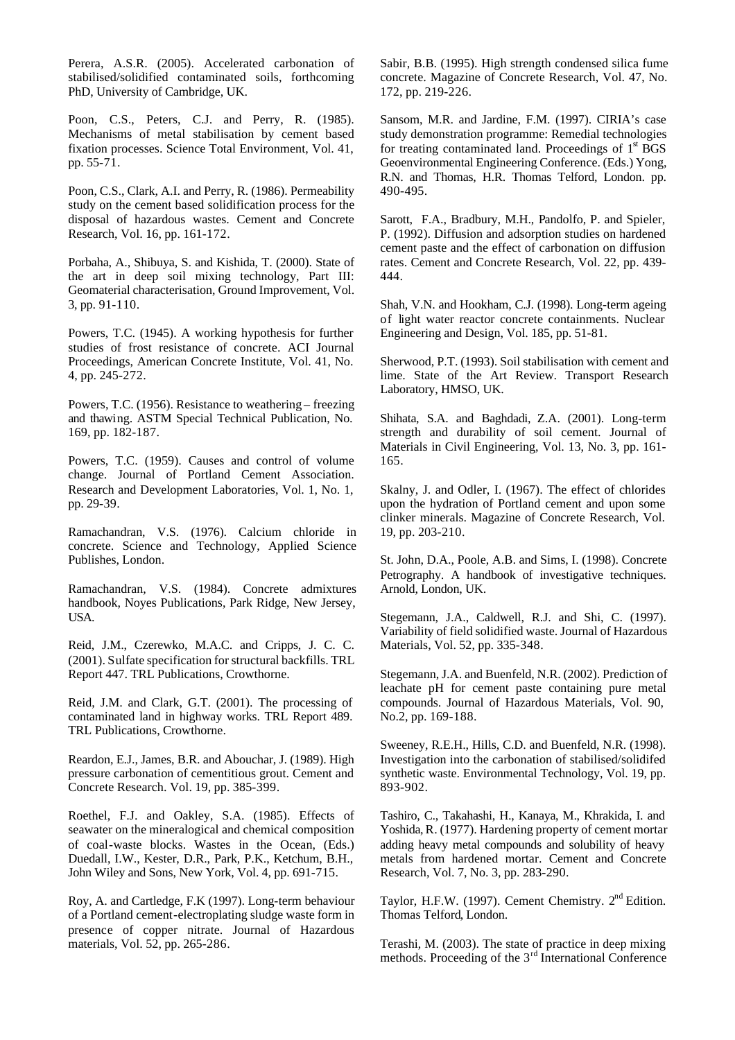Perera, A.S.R. (2005). Accelerated carbonation of stabilised/solidified contaminated soils, forthcoming PhD, University of Cambridge, UK.

Poon, C.S., Peters, C.J. and Perry, R. (1985). Mechanisms of metal stabilisation by cement based fixation processes. Science Total Environment, Vol. 41, pp. 55-71.

Poon, C.S., Clark, A.I. and Perry, R. (1986). Permeability study on the cement based solidification process for the disposal of hazardous wastes. Cement and Concrete Research, Vol. 16, pp. 161-172.

Porbaha, A., Shibuya, S. and Kishida, T. (2000). State of the art in deep soil mixing technology, Part III: Geomaterial characterisation, Ground Improvement, Vol. 3, pp. 91-110.

Powers, T.C. (1945). A working hypothesis for further studies of frost resistance of concrete. ACI Journal Proceedings, American Concrete Institute, Vol. 41, No. 4, pp. 245-272.

Powers, T.C. (1956). Resistance to weathering – freezing and thawing. ASTM Special Technical Publication, No. 169, pp. 182-187.

Powers, T.C. (1959). Causes and control of volume change. Journal of Portland Cement Association. Research and Development Laboratories, Vol. 1, No. 1, pp. 29-39.

Ramachandran, V.S. (1976). Calcium chloride in concrete. Science and Technology, Applied Science Publishes, London.

Ramachandran, V.S. (1984). Concrete admixtures handbook, Noyes Publications, Park Ridge, New Jersey, USA.

Reid, J.M., Czerewko, M.A.C. and Cripps, J. C. C. (2001). Sulfate specification for structural backfills. TRL Report 447. TRL Publications, Crowthorne.

Reid, J.M. and Clark, G.T. (2001). The processing of contaminated land in highway works. TRL Report 489. TRL Publications, Crowthorne.

Reardon, E.J., James, B.R. and Abouchar, J. (1989). High pressure carbonation of cementitious grout. Cement and Concrete Research. Vol. 19, pp. 385-399.

Roethel, F.J. and Oakley, S.A. (1985). Effects of seawater on the mineralogical and chemical composition of coal-waste blocks. Wastes in the Ocean, (Eds.) Duedall, I.W., Kester, D.R., Park, P.K., Ketchum, B.H., John Wiley and Sons, New York, Vol. 4, pp. 691-715.

Roy, A. and Cartledge, F.K (1997). Long-term behaviour of a Portland cement-electroplating sludge waste form in presence of copper nitrate. Journal of Hazardous materials, Vol. 52, pp. 265-286.

Sabir, B.B. (1995). High strength condensed silica fume concrete. Magazine of Concrete Research, Vol. 47, No. 172, pp. 219-226.

Sansom, M.R. and Jardine, F.M. (1997). CIRIA's case study demonstration programme: Remedial technologies for treating contaminated land. Proceedings of 1st BGS Geoenvironmental Engineering Conference. (Eds.) Yong, R.N. and Thomas, H.R. Thomas Telford, London. pp. 490-495.

Sarott, F.A., Bradbury, M.H., Pandolfo, P. and Spieler, P. (1992). Diffusion and adsorption studies on hardened cement paste and the effect of carbonation on diffusion rates. Cement and Concrete Research, Vol. 22, pp. 439-444.

Shah, V.N. and Hookham, C.J. (1998). Long-term ageing of light water reactor concrete containments. Nuclear Engineering and Design, Vol. 185, pp. 51-81.

Sherwood, P.T. (1993). Soil stabilisation with cement and lime. State of the Art Review. Transport Research Laboratory, HMSO, UK.

Shihata, S.A. and Baghdadi, Z.A. (2001). Long-term strength and durability of soil cement. Journal of Materials in Civil Engineering, Vol. 13, No. 3, pp. 161-165.

Skalny, J. and Odler, I. (1967). The effect of chlorides upon the hydration of Portland cement and upon some clinker minerals. Magazine of Concrete Research, Vol. 19, pp. 203-210.

St. John, D.A., Poole, A.B. and Sims, I. (1998). Concrete Petrography. A handbook of investigative techniques. Arnold, London, UK.

Stegemann, J.A., Caldwell, R.J. and Shi, C. (1997). Variability of field solidified waste. Journal of Hazardous Materials, Vol. 52, pp. 335-348.

Stegemann, J.A. and Buenfeld, N.R. (2002). Prediction of leachate pH for cement paste containing pure metal compounds. Journal of Hazardous Materials, Vol. 90, No.2, pp. 169-188.

Sweeney, R.E.H., Hills, C.D. and Buenfeld, N.R. (1998). Investigation into the carbonation of stabilised/solidifed synthetic waste. Environmental Technology, Vol. 19, pp. 893-902.

Tashiro, C., Takahashi, H., Kanaya, M., Khrakida, I. and Yoshida, R. (1977). Hardening property of cement mortar adding heavy metal compounds and solubility of heavy metals from hardened mortar. Cement and Concrete Research, Vol. 7, No. 3, pp. 283-290.

Taylor, H.F.W. (1997). Cement Chemistry. 2nd Edition. Thomas Telford, London.

Terashi, M. (2003). The state of practice in deep mixing methods. Proceeding of the 3rd International Conference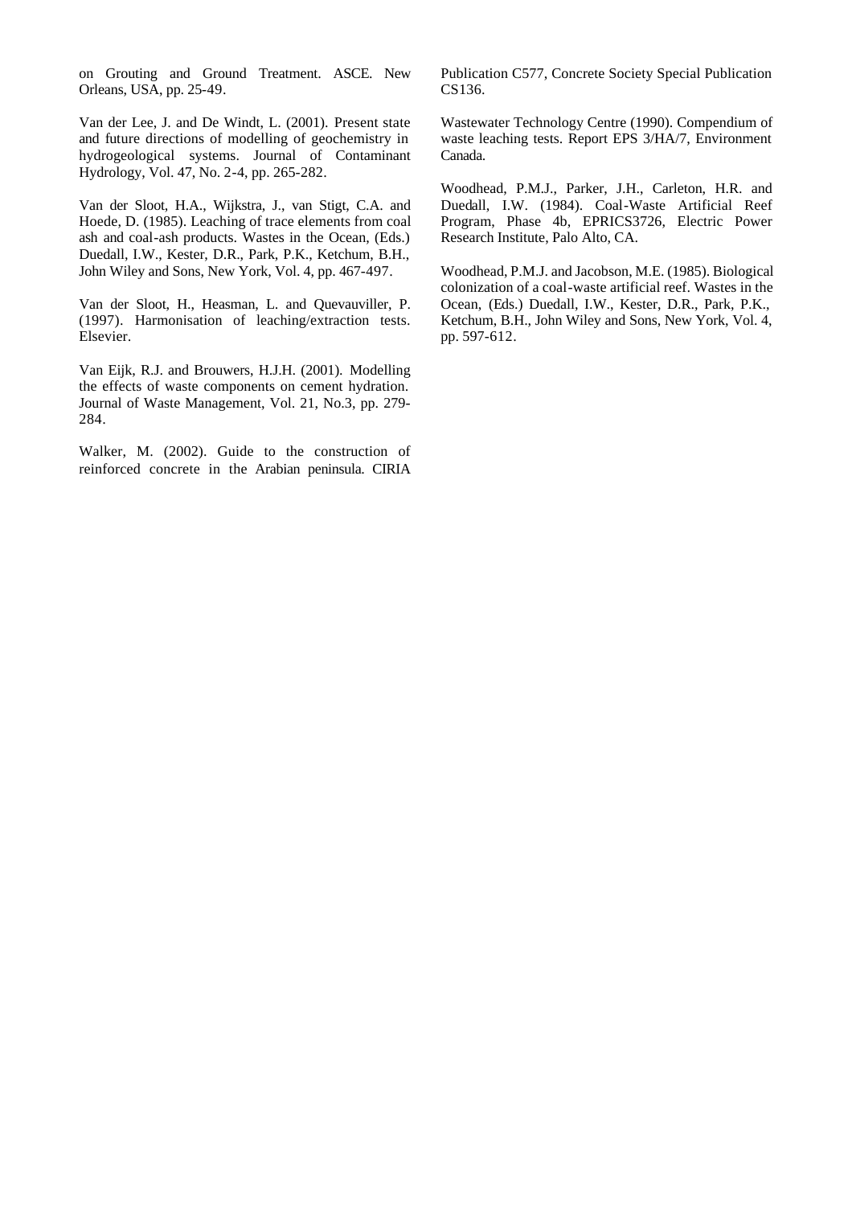on Grouting and Ground Treatment. ASCE. New Orleans, USA, pp. 25-49.

Van der Lee, J. and De Windt, L. (2001). Present state and future directions of modelling of geochemistry in hydrogeological systems. Journal of Contaminant Hydrology, Vol. 47, No. 2-4, pp. 265-282.

Van der Sloot, H.A., Wijkstra, J., van Stigt, C.A. and Hoede, D. (1985). Leaching of trace elements from coal ash and coal-ash products. Wastes in the Ocean, (Eds.) Duedall, I.W., Kester, D.R., Park, P.K., Ketchum, B.H., John Wiley and Sons, New York, Vol. 4, pp. 467-497.

Van der Sloot, H., Heasman, L. and Quevauviller, P. (1997). Harmonisation of leaching/extraction tests. Elsevier.

Van Eijk, R.J. and Brouwers, H.J.H. (2001). Modelling the effects of waste components on cement hydration. Journal of Waste Management, Vol. 21, No.3, pp. 279-284.

Walker, M. (2002). Guide to the construction of reinforced concrete in the Arabian peninsula. CIRIA Publication C577, Concrete Society Special Publication CS136.

Wastewater Technology Centre (1990). Compendium of waste leaching tests. Report EPS 3/HA/7, Environment Canada.

Woodhead, P.M.J., Parker, J.H., Carleton, H.R. and Duedall, I.W. (1984). Coal-Waste Artificial Reef Program, Phase 4b, EPRICS3726, Electric Power Research Institute, Palo Alto, CA.

Woodhead, P.M.J. and Jacobson, M.E. (1985). Biological colonization of a coal-waste artificial reef. Wastes in the Ocean, (Eds.) Duedall, I.W., Kester, D.R., Park, P.K., Ketchum, B.H., John Wiley and Sons, New York, Vol. 4, pp. 597-612.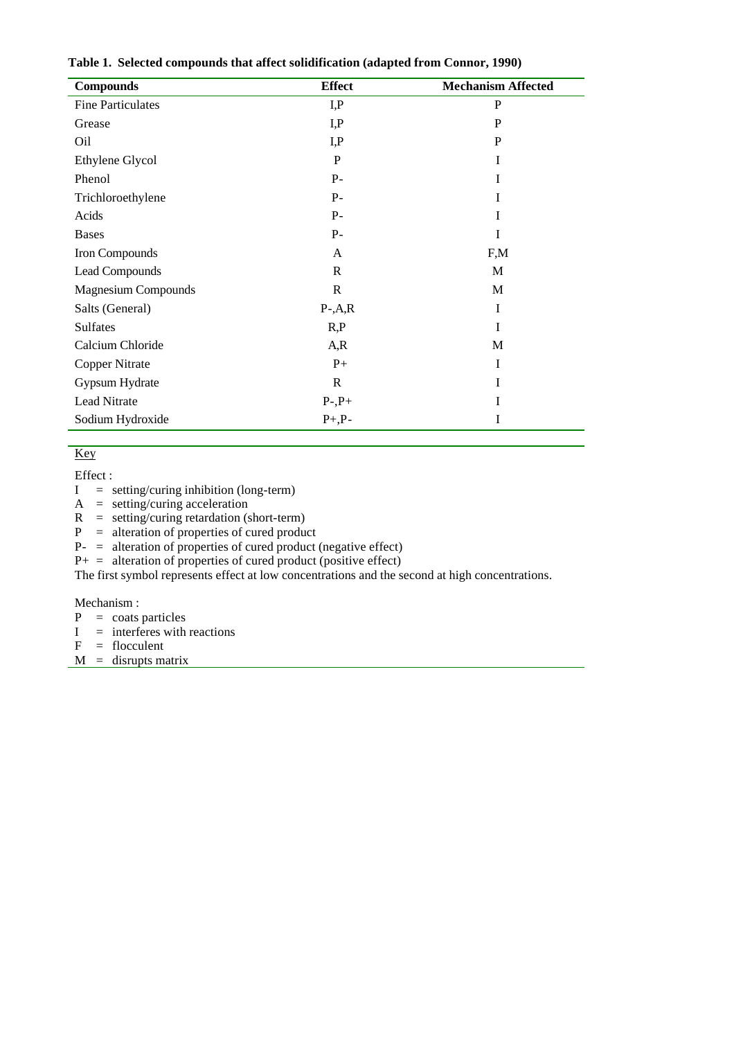**Table 1. Selected compounds that affect solidification (adapted from Connor, 1990)**

| Compounds | Effect | Mechanism Affected |
|---|---|---|
| Fine Particulates | I,P | P |
| Grease | I,P | P |
| Oil | I,P | P |
| Ethylene Glycol | P | I |
| Phenol | P- | I |
| Trichloroethylene | P- | I |
| Acids | P- | I |
| Bases | P- | I |
| Iron Compounds | A | F,M |
| Lead Compounds | R | M |
| Magnesium Compounds | R | M |
| Salts (General) | P-,A,R | I |
| Sulfates | R,P | I |
| Calcium Chloride | A,R | M |
| Copper Nitrate | P+ | I |
| Gypsum Hydrate | R | I |
| Lead Nitrate | P-,P+ | I |
| Sodium Hydroxide | P+,P- | I |

Key

Effect :

I = setting/curing inhibition (long-term)
A = setting/curing acceleration
R = setting/curing retardation (short-term)
P = alteration of properties of cured product
P- = alteration of properties of cured product (negative effect)
P+ = alteration of properties of cured product (positive effect)
The first symbol represents effect at low concentrations and the second at high concentrations.

Mechanism :

P = coats particles
I = interferes with reactions
F = flocculent
M = disrupts matrix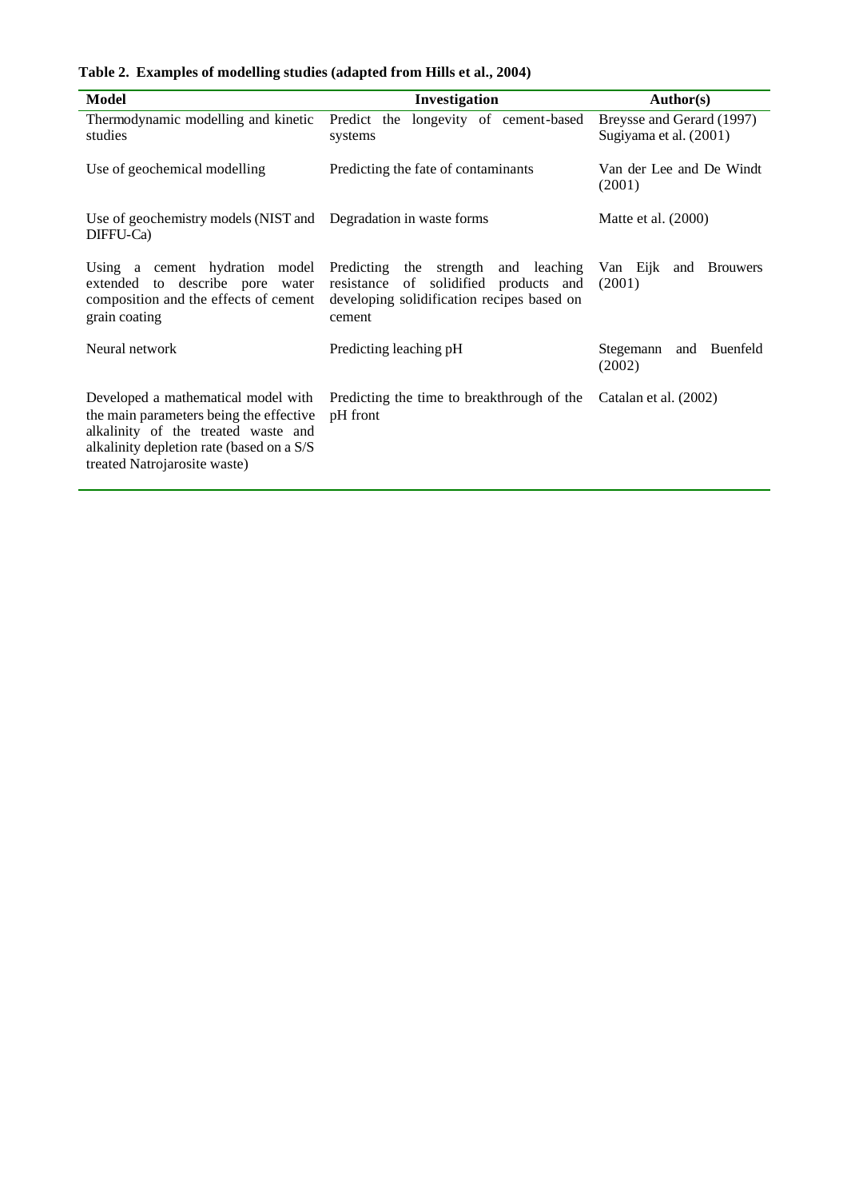**Table 2. Examples of modelling studies (adapted from Hills et al., 2004)**

| Model | Investigation | Author(s) |
|---|---|---|
| Thermodynamic modelling and kinetic studies | Predict the longevity of cement-based systems | Breysse and Gerard (1997) Sugiyama et al. (2001) |
| Use of geochemical modelling | Predicting the fate of contaminants | Van der Lee and De Windt (2001) |
| Use of geochemistry models (NIST and DIFFU-Ca) | Degradation in waste forms | Matte et al. (2000) |
| Using a cement hydration model extended to describe pore water composition and the effects of cement grain coating | Predicting the strength and leaching resistance of solidified products and developing solidification recipes based on cement | Van Eijk and Brouwers (2001) |
| Neural network | Predicting leaching pH | Stegemann and Buenfeld (2002) |
| Developed a mathematical model with the main parameters being the effective alkalinity of the treated waste and alkalinity depletion rate (based on a S/S treated Natrojarosite waste) | Predicting the time to breakthrough of the pH front | Catalan et al. (2002) |